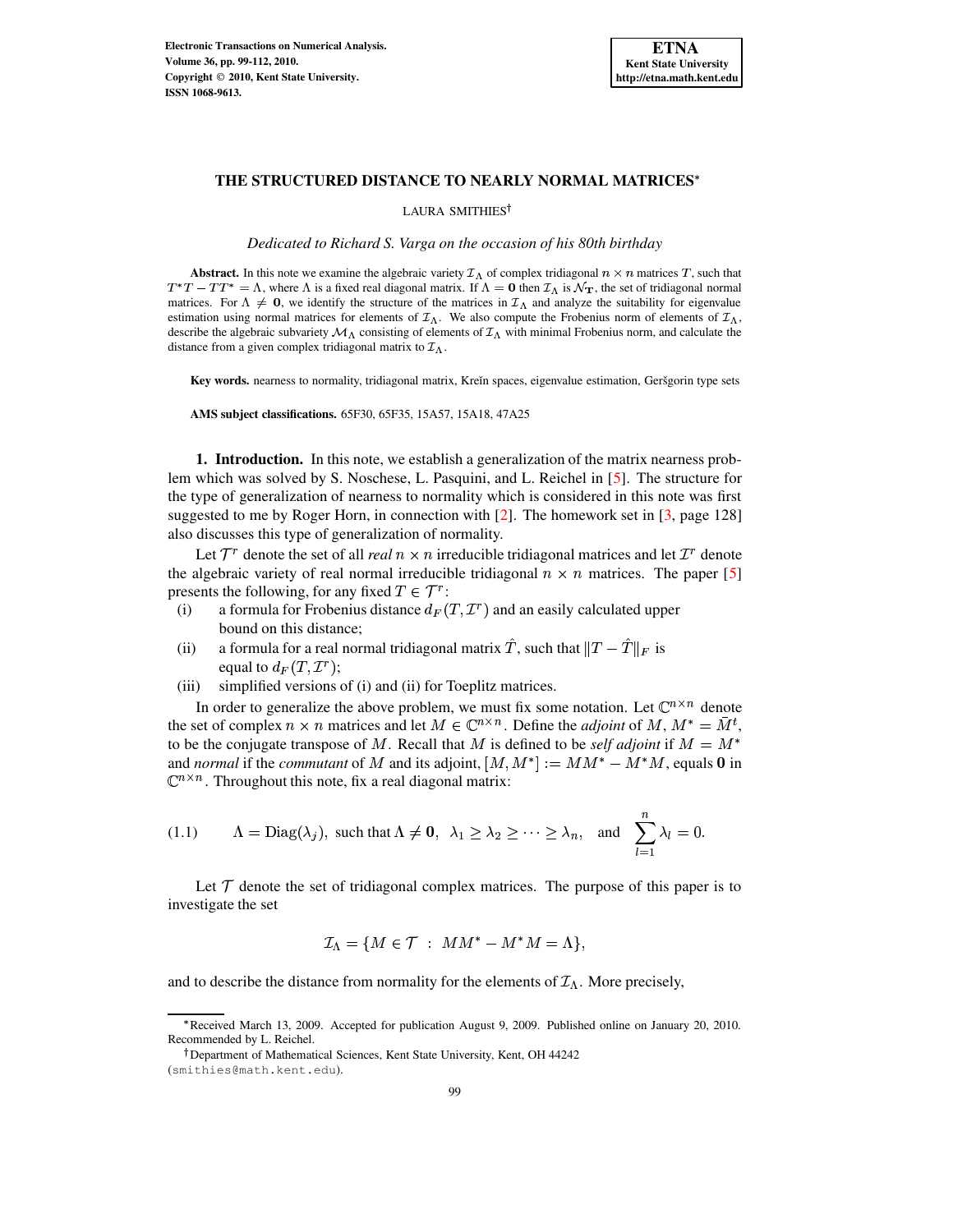# THE STRUCTURED DISTANCE TO NEARLY NORMAL MATRICES*

LAURA SMITHIES†

*Dedicated to Richard S. Varga on the occasion of his 80th birthday*

**Abstract.** In this note we examine the algebraic variety $\mathcal{I}_\Lambda$ of complex tridiagonal $n \times n$ matrices $T$, such that $T^*T - TT^* = \Lambda$, where $\Lambda$ is a fixed real diagonal matrix. If $\Lambda = \mathbf{0}$ then $\mathcal{I}_\Lambda$ is $\mathcal{N}_\mathbf{T}$, the set of tridiagonal normal matrices. For $\Lambda \neq \mathbf{0}$, we identify the structure of the matrices in $\mathcal{I}_\Lambda$ and analyze the suitability for eigenvalue estimation using normal matrices for elements of $\mathcal{I}_\Lambda$. We also compute the Frobenius norm of elements of $\mathcal{I}_\Lambda$, describe the algebraic subvariety $\mathcal{M}_\Lambda$ consisting of elements of $\mathcal{I}_\Lambda$ with minimal Frobenius norm, and calculate the distance from a given complex tridiagonal matrix to $\mathcal{I}_\Lambda$.

**Key words.** nearness to normality, tridiagonal matrix, Kreĭn spaces, eigenvalue estimation, Geršgorin type sets

**AMS subject classifications.** 65F30, 65F35, 15A57, 15A18, 47A25

**1. Introduction.** In this note, we establish a generalization of the matrix nearness problem which was solved by S. Noschese, L. Pasquini, and L. Reichel in [5]. The structure for the type of generalization of nearness to normality which is considered in this note was first suggested to me by Roger Horn, in connection with [2]. The homework set in [3, page 128] also discusses this type of generalization of normality.

Let $\mathcal{T}^r$ denote the set of all *real* $n \times n$ irreducible tridiagonal matrices and let $\mathcal{I}^r$ denote the algebraic variety of real normal irreducible tridiagonal $n \times n$ matrices. The paper [5] presents the following, for any fixed $T \in \mathcal{T}^r$:

(i) a formula for Frobenius distance $d_F(T, \mathcal{I}^r)$ and an easily calculated upper bound on this distance;

(ii) a formula for a real normal tridiagonal matrix $\hat{T}$, such that $\|T - \hat{T}\|_F$ is equal to $d_F(T, \mathcal{I}^r)$;

(iii) simplified versions of (i) and (ii) for Toeplitz matrices.

In order to generalize the above problem, we must fix some notation. Let $\mathbb{C}^{n\times n}$ denote the set of complex $n \times n$ matrices and let $M \in \mathbb{C}^{n\times n}$. Define the *adjoint* of $M$, $M^* = \bar{M}^t$, to be the conjugate transpose of $M$. Recall that $M$ is defined to be *self adjoint* if $M = M^*$ and *normal* if the *commutant* of $M$ and its adjoint, $[M, M^*] := MM^* - M^*M$, equals $\mathbf{0}$ in $\mathbb{C}^{n\times n}$. Throughout this note, fix a real diagonal matrix:

$$
(1.1) \qquad \Lambda = \mathrm{Diag}(\lambda_j), \text{ such that } \Lambda \neq \mathbf{0}, \;\; \lambda_1 \geq \lambda_2 \geq \cdots \geq \lambda_n, \;\; \text{and} \;\; \sum_{l=1}^{n} \lambda_l = 0.
$$

Let $\mathcal{T}$ denote the set of tridiagonal complex matrices. The purpose of this paper is to investigate the set

$$
\mathcal{I}_\Lambda = \{M \in \mathcal{T} \; : \; MM^* - M^*M = \Lambda\},
$$

and to describe the distance from normality for the elements of $\mathcal{I}_\Lambda$. More precisely,

---

*Received March 13, 2009. Accepted for publication August 9, 2009. Published online on January 20, 2010. Recommended by L. Reichel.

†Department of Mathematical Sciences, Kent State University, Kent, OH 44242 (smithies@math.kent.edu).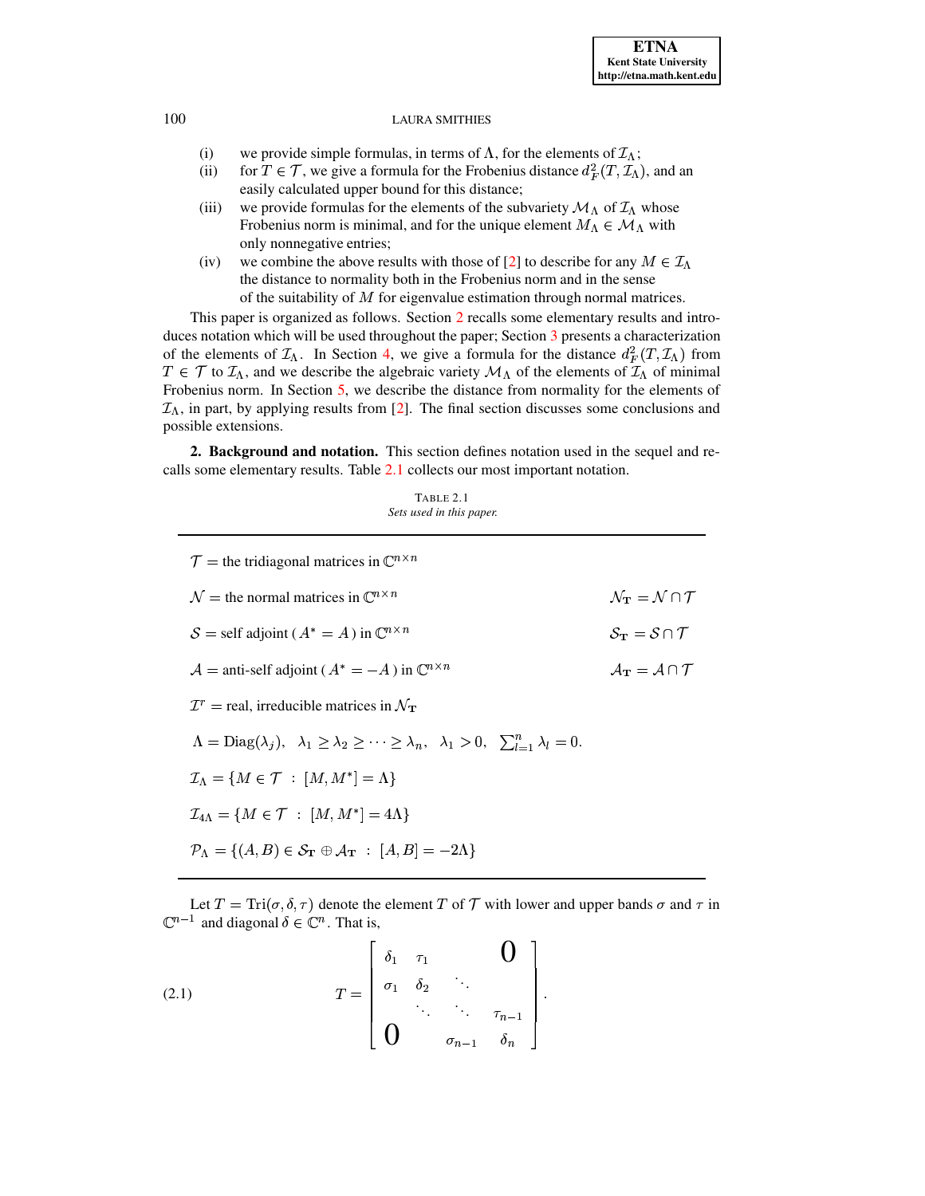(i) we provide simple formulas, in terms of $\Lambda$, for the elements of $\mathcal{I}_\Lambda$;

(ii) for $T \in \mathcal{T}$, we give a formula for the Frobenius distance $d_F^2(T, \mathcal{I}_\Lambda)$, and an easily calculated upper bound for this distance;

(iii) we provide formulas for the elements of the subvariety $\mathcal{M}_\Lambda$ of $\mathcal{I}_\Lambda$ whose Frobenius norm is minimal, and for the unique element $M_\Lambda \in \mathcal{M}_\Lambda$ with only nonnegative entries;

(iv) we combine the above results with those of [2] to describe for any $M \in \mathcal{I}_\Lambda$ the distance to normality both in the Frobenius norm and in the sense of the suitability of $M$ for eigenvalue estimation through normal matrices.

This paper is organized as follows. Section 2 recalls some elementary results and introduces notation which will be used throughout the paper; Section 3 presents a characterization of the elements of $\mathcal{I}_\Lambda$. In Section 4, we give a formula for the distance $d_F^2(T, \mathcal{I}_\Lambda)$ from $T \in \mathcal{T}$ to $\mathcal{I}_\Lambda$, and we describe the algebraic variety $\mathcal{M}_\Lambda$ of the elements of $\mathcal{I}_\Lambda$ of minimal Frobenius norm. In Section 5, we describe the distance from normality for the elements of $\mathcal{I}_\Lambda$, in part, by applying results from [2]. The final section discusses some conclusions and possible extensions.

**2. Background and notation.** This section defines notation used in the sequel and recalls some elementary results. Table 2.1 collects our most important notation.

TABLE 2.1
*Sets used in this paper.*

| | |
|---|---|
| $\mathcal{T}$ = the tridiagonal matrices in $\mathbb{C}^{n\times n}$ | |
| $\mathcal{N}$ = the normal matrices in $\mathbb{C}^{n\times n}$ | $\mathcal{N}_\mathbf{T} = \mathcal{N} \cap \mathcal{T}$ |
| $\mathcal{S}$ = self adjoint ( $A^* = A$ ) in $\mathbb{C}^{n\times n}$ | $\mathcal{S}_\mathbf{T} = \mathcal{S} \cap \mathcal{T}$ |
| $\mathcal{A}$ = anti-self adjoint ( $A^* = -A$ ) in $\mathbb{C}^{n\times n}$ | $\mathcal{A}_\mathbf{T} = \mathcal{A} \cap \mathcal{T}$ |
| $\mathcal{I}^r$ = real, irreducible matrices in $\mathcal{N}_\mathbf{T}$ | |
| $\Lambda = \mathrm{Diag}(\lambda_j), \quad \lambda_1 \geq \lambda_2 \geq \cdots \geq \lambda_n, \quad \lambda_1 > 0, \quad \sum_{l=1}^n \lambda_l = 0.$ | |
| $\mathcal{I}_\Lambda = \{M \in \mathcal{T} \; : \; [M, M^*] = \Lambda\}$ | |
| $\mathcal{I}_{4\Lambda} = \{M \in \mathcal{T} \; : \; [M, M^*] = 4\Lambda\}$ | |
| $\mathcal{P}_\Lambda = \{(A, B) \in \mathcal{S}_\mathbf{T} \oplus \mathcal{A}_\mathbf{T} \; : \; [A, B] = -2\Lambda\}$ | |

Let $T = \mathrm{Tri}(\sigma, \delta, \tau)$ denote the element $T$ of $\mathcal{T}$ with lower and upper bands $\sigma$ and $\tau$ in $\mathbb{C}^{n-1}$ and diagonal $\delta \in \mathbb{C}^n$. That is,

$$
T = \begin{bmatrix} \delta_1 & \tau_1 & & 0 \\ \sigma_1 & \delta_2 & \ddots & \\ & \ddots & \ddots & \tau_{n-1} \\ 0 & & \sigma_{n-1} & \delta_n \end{bmatrix}. \tag{2.1}
$$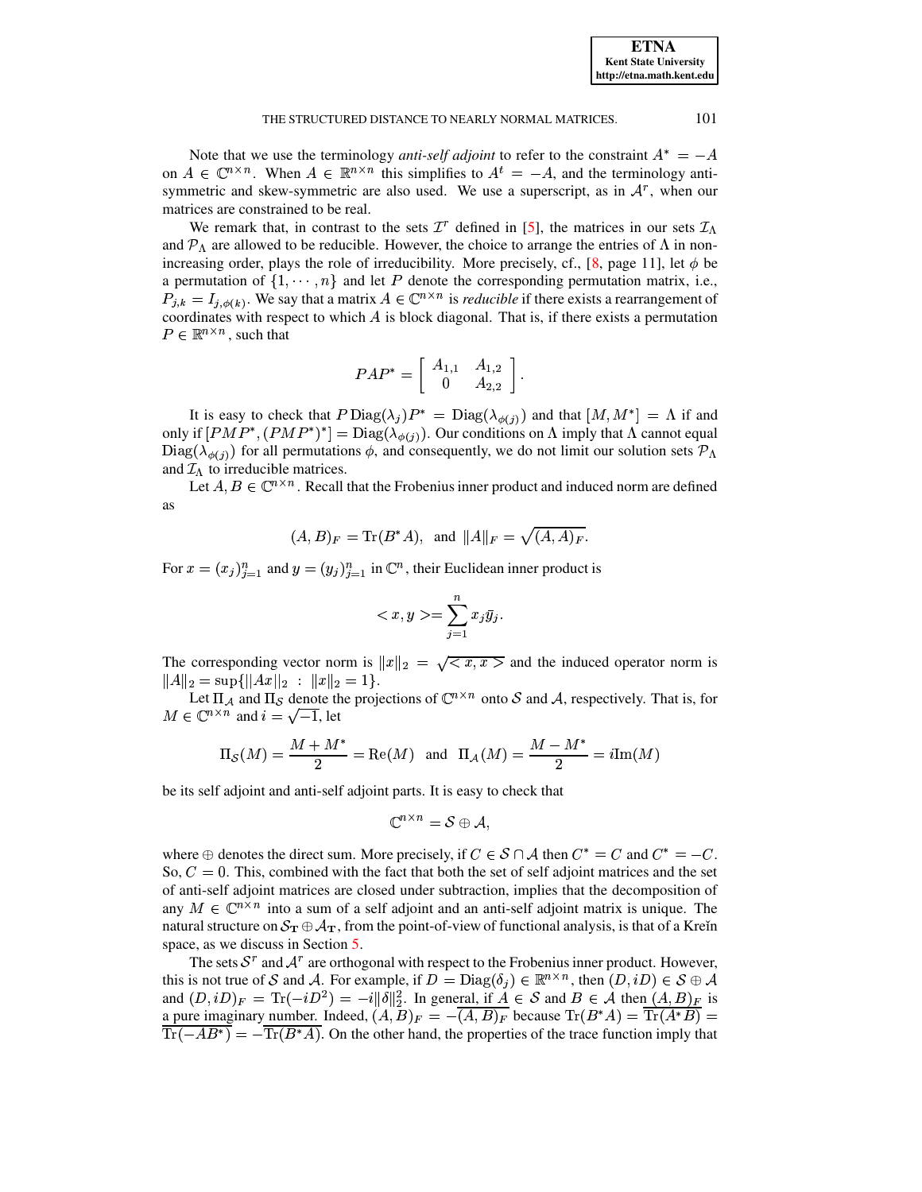Note that we use the terminology *anti-self adjoint* to refer to the constraint $A^* = -A$ on $A \in \mathbb{C}^{n\times n}$. When $A \in \mathbb{R}^{n\times n}$ this simplifies to $A^t = -A$, and the terminology anti-symmetric and skew-symmetric are also used. We use a superscript, as in $\mathcal{A}^r$, when our matrices are constrained to be real.

We remark that, in contrast to the sets $\mathcal{I}^r$ defined in [5], the matrices in our sets $\mathcal{I}_\Lambda$ and $\mathcal{P}_\Lambda$ are allowed to be reducible. However, the choice to arrange the entries of $\Lambda$ in non-increasing order, plays the role of irreducibility. More precisely, cf., [8, page 11], let $\phi$ be a permutation of $\{1, \cdots, n\}$ and let $P$ denote the corresponding permutation matrix, i.e., $P_{j,k} = I_{j,\phi(k)}$. We say that a matrix $A \in \mathbb{C}^{n\times n}$ is *reducible* if there exists a rearrangement of coordinates with respect to which $A$ is block diagonal. That is, if there exists a permutation $P \in \mathbb{R}^{n\times n}$, such that

$$PAP^* = \begin{bmatrix} A_{1,1} & A_{1,2} \\ 0 & A_{2,2} \end{bmatrix}.$$

It is easy to check that $P\,\mathrm{Diag}(\lambda_j)P^* = \mathrm{Diag}(\lambda_{\phi(j)})$ and that $[M, M^*] = \Lambda$ if and only if $[PMP^*, (PMP^*)^*] = \mathrm{Diag}(\lambda_{\phi(j)})$. Our conditions on $\Lambda$ imply that $\Lambda$ cannot equal $\mathrm{Diag}(\lambda_{\phi(j)})$ for all permutations $\phi$, and consequently, we do not limit our solution sets $\mathcal{P}_\Lambda$ and $\mathcal{I}_\Lambda$ to irreducible matrices.

Let $A, B \in \mathbb{C}^{n\times n}$. Recall that the Frobenius inner product and induced norm are defined as

$$(A, B)_F = \mathrm{Tr}(B^*A), \ \text{ and } \ \|A\|_F = \sqrt{(A, A)_F}.$$

For $x = (x_j)_{j=1}^n$ and $y = (y_j)_{j=1}^n$ in $\mathbb{C}^n$, their Euclidean inner product is

$$< x, y >= \sum_{j=1}^n x_j \bar{y}_j.$$

The corresponding vector norm is $\|x\|_2 = \sqrt{< x, x >}$ and the induced operator norm is $\|A\|_2 = \sup\{\|Ax\|_2 \ : \ \|x\|_2 = 1\}$.

Let $\Pi_{\mathcal{A}}$ and $\Pi_{\mathcal{S}}$ denote the projections of $\mathbb{C}^{n\times n}$ onto $\mathcal{S}$ and $\mathcal{A}$, respectively. That is, for $M \in \mathbb{C}^{n\times n}$ and $i = \sqrt{-1}$, let

$$\Pi_{\mathcal{S}}(M) = \frac{M + M^*}{2} = \mathrm{Re}(M) \ \text{ and } \ \Pi_{\mathcal{A}}(M) = \frac{M - M^*}{2} = i\mathrm{Im}(M)$$

be its self adjoint and anti-self adjoint parts. It is easy to check that

$$\mathbb{C}^{n\times n} = \mathcal{S} \oplus \mathcal{A},$$

where $\oplus$ denotes the direct sum. More precisely, if $C \in \mathcal{S} \cap \mathcal{A}$ then $C^* = C$ and $C^* = -C$. So, $C = 0$. This, combined with the fact that both the set of self adjoint matrices and the set of anti-self adjoint matrices are closed under subtraction, implies that the decomposition of any $M \in \mathbb{C}^{n\times n}$ into a sum of a self adjoint and an anti-self adjoint matrix is unique. The natural structure on $\mathcal{S}_{\mathbf{T}} \oplus \mathcal{A}_{\mathbf{T}}$, from the point-of-view of functional analysis, is that of a Kreĭn space, as we discuss in Section 5.

The sets $\mathcal{S}^r$ and $\mathcal{A}^r$ are orthogonal with respect to the Frobenius inner product. However, this is not true of $\mathcal{S}$ and $\mathcal{A}$. For example, if $D = \mathrm{Diag}(\delta_j) \in \mathbb{R}^{n\times n}$, then $(D, iD) \in \mathcal{S} \oplus \mathcal{A}$ and $(D, iD)_F = \mathrm{Tr}(-iD^2) = -i\|\delta\|_2^2$. In general, if $A \in \mathcal{S}$ and $B \in \mathcal{A}$ then $(A, B)_F$ is a pure imaginary number. Indeed, $(A, B)_F = -\overline{(A, B)_F}$ because $\mathrm{Tr}(B^*A) = \overline{\mathrm{Tr}(A^*B)} = \overline{\mathrm{Tr}(-AB^*)} = -\overline{\mathrm{Tr}(B^*A)}$. On the other hand, the properties of the trace function imply that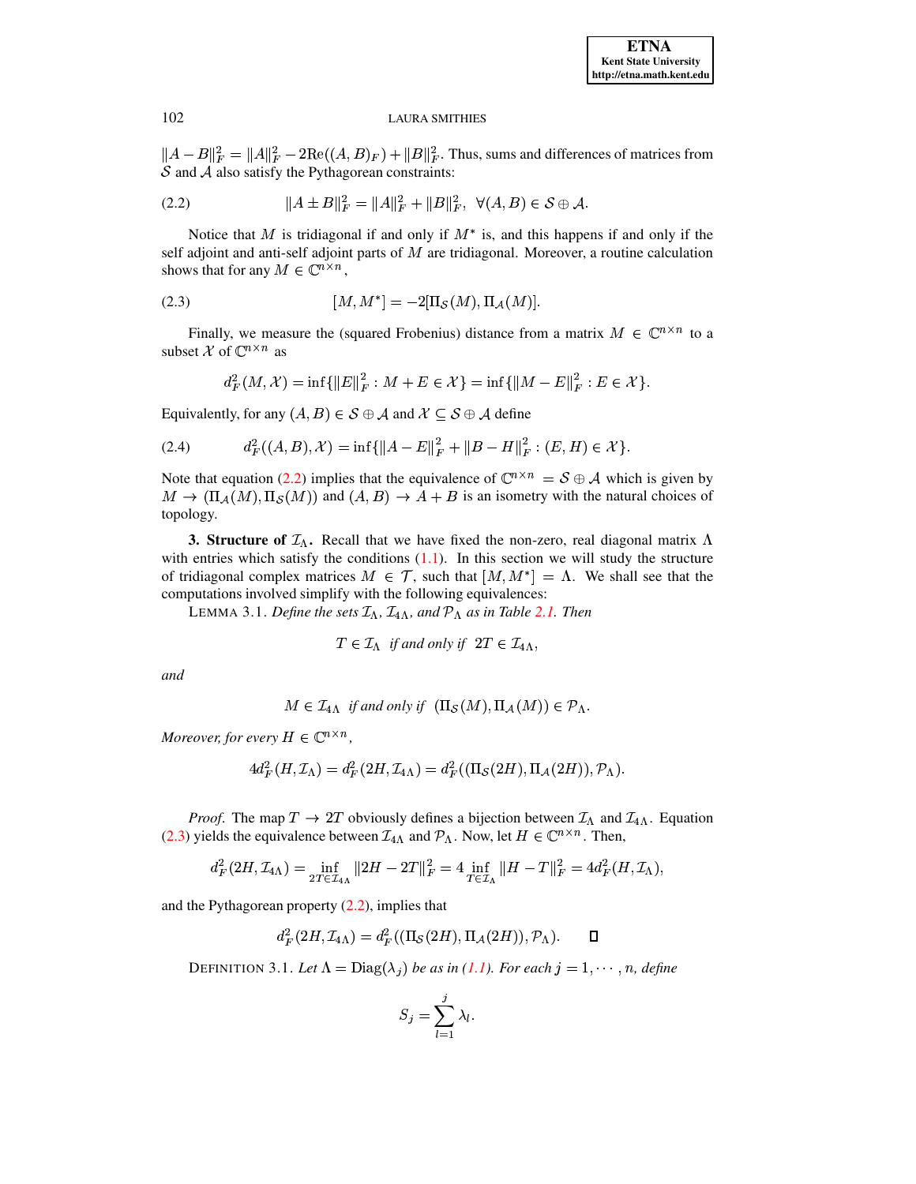$\|A-B\|_F^2 = \|A\|_F^2 - 2\mathrm{Re}((A,B)_F) + \|B\|_F^2$. Thus, sums and differences of matrices from $\mathcal{S}$ and $\mathcal{A}$ also satisfy the Pythagorean constraints:

$$\|A \pm B\|_F^2 = \|A\|_F^2 + \|B\|_F^2, \quad \forall (A,B) \in \mathcal{S} \oplus \mathcal{A}. \tag{2.2}$$

Notice that $M$ is tridiagonal if and only if $M^*$ is, and this happens if and only if the self adjoint and anti-self adjoint parts of $M$ are tridiagonal. Moreover, a routine calculation shows that for any $M \in \mathbb{C}^{n\times n}$,

$$[M, M^*] = -2[\Pi_{\mathcal{S}}(M), \Pi_{\mathcal{A}}(M)]. \tag{2.3}$$

Finally, we measure the (squared Frobenius) distance from a matrix $M \in \mathbb{C}^{n\times n}$ to a subset $\mathcal{X}$ of $\mathbb{C}^{n\times n}$ as

$$d_F^2(M, \mathcal{X}) = \inf\{\|E\|_F^2 : M + E \in \mathcal{X}\} = \inf\{\|M - E\|_F^2 : E \in \mathcal{X}\}.$$

Equivalently, for any $(A,B) \in \mathcal{S} \oplus \mathcal{A}$ and $\mathcal{X} \subseteq \mathcal{S} \oplus \mathcal{A}$ define

$$d_F^2((A,B), \mathcal{X}) = \inf\{\|A - E\|_F^2 + \|B - H\|_F^2 : (E,H) \in \mathcal{X}\}. \tag{2.4}$$

Note that equation (2.2) implies that the equivalence of $\mathbb{C}^{n\times n} = \mathcal{S} \oplus \mathcal{A}$ which is given by $M \to (\Pi_{\mathcal{A}}(M), \Pi_{\mathcal{S}}(M))$ and $(A,B) \to A + B$ is an isometry with the natural choices of topology.

**3. Structure of $\mathcal{I}_\Lambda$.** Recall that we have fixed the non-zero, real diagonal matrix $\Lambda$ with entries which satisfy the conditions (1.1). In this section we will study the structure of tridiagonal complex matrices $M \in \mathcal{T}$, such that $[M, M^*] = \Lambda$. We shall see that the computations involved simplify with the following equivalences:

LEMMA 3.1. *Define the sets $\mathcal{I}_\Lambda$, $\mathcal{I}_{4\Lambda}$, and $\mathcal{P}_\Lambda$ as in Table 2.1. Then*

$$T \in \mathcal{I}_\Lambda \ \text{ if and only if } \ 2T \in \mathcal{I}_{4\Lambda},$$

*and*

$$M \in \mathcal{I}_{4\Lambda} \ \text{ if and only if } \ (\Pi_{\mathcal{S}}(M), \Pi_{\mathcal{A}}(M)) \in \mathcal{P}_\Lambda.$$

*Moreover, for every $H \in \mathbb{C}^{n\times n}$,*

$$4d_F^2(H, \mathcal{I}_\Lambda) = d_F^2(2H, \mathcal{I}_{4\Lambda}) = d_F^2((\Pi_{\mathcal{S}}(2H), \Pi_{\mathcal{A}}(2H)), \mathcal{P}_\Lambda).$$

*Proof.* The map $T \to 2T$ obviously defines a bijection between $\mathcal{I}_\Lambda$ and $\mathcal{I}_{4\Lambda}$. Equation (2.3) yields the equivalence between $\mathcal{I}_{4\Lambda}$ and $\mathcal{P}_\Lambda$. Now, let $H \in \mathbb{C}^{n\times n}$. Then,

$$d_F^2(2H, \mathcal{I}_{4\Lambda}) = \inf_{2T \in \mathcal{I}_{4\Lambda}} \|2H - 2T\|_F^2 = 4 \inf_{T \in \mathcal{I}_\Lambda} \|H - T\|_F^2 = 4d_F^2(H, \mathcal{I}_\Lambda),$$

and the Pythagorean property (2.2), implies that

$$d_F^2(2H, \mathcal{I}_{4\Lambda}) = d_F^2((\Pi_{\mathcal{S}}(2H), \Pi_{\mathcal{A}}(2H)), \mathcal{P}_\Lambda). \qquad \square$$

DEFINITION 3.1. *Let $\Lambda = \mathrm{Diag}(\lambda_j)$ be as in (1.1). For each $j = 1, \cdots, n$, define*

$$S_j = \sum_{l=1}^{j} \lambda_l.$$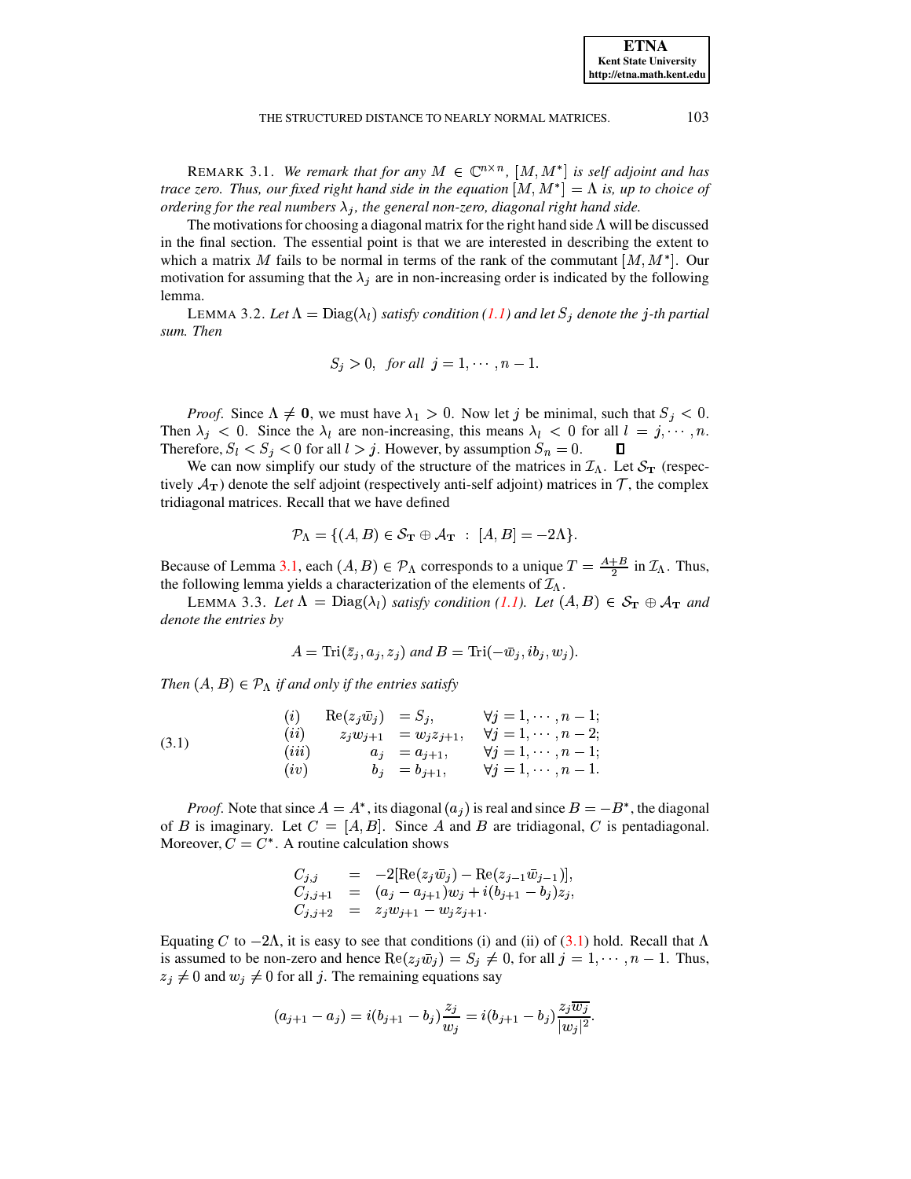REMARK 3.1. *We remark that for any $M \in \mathbb{C}^{n\times n}$, $[M, M^*]$ is self adjoint and has trace zero. Thus, our fixed right hand side in the equation $[M, M^*] = \Lambda$ is, up to choice of ordering for the real numbers $\lambda_j$, the general non-zero, diagonal right hand side.*

The motivations for choosing a diagonal matrix for the right hand side $\Lambda$ will be discussed in the final section. The essential point is that we are interested in describing the extent to which a matrix $M$ fails to be normal in terms of the rank of the commutant $[M, M^*]$. Our motivation for assuming that the $\lambda_j$ are in non-increasing order is indicated by the following lemma.

LEMMA 3.2. *Let $\Lambda = \mathrm{Diag}(\lambda_l)$ satisfy condition (1.1) and let $S_j$ denote the $j$-th partial sum. Then*

$$S_j > 0, \quad \textit{for all } \; j = 1, \cdots, n-1.$$

*Proof.* Since $\Lambda \neq \mathbf{0}$, we must have $\lambda_1 > 0$. Now let $j$ be minimal, such that $S_j < 0$. Then $\lambda_j < 0$. Since the $\lambda_l$ are non-increasing, this means $\lambda_l < 0$ for all $l = j, \cdots, n$. Therefore, $S_l < S_j < 0$ for all $l > j$. However, by assumption $S_n = 0$. $\square$

We can now simplify our study of the structure of the matrices in $\mathcal{I}_\Lambda$. Let $\mathcal{S}_\mathbf{T}$ (respectively $\mathcal{A}_\mathbf{T}$) denote the self adjoint (respectively anti-self adjoint) matrices in $\mathcal{T}$, the complex tridiagonal matrices. Recall that we have defined

$$\mathcal{P}_\Lambda = \{(A, B) \in \mathcal{S}_\mathbf{T} \oplus \mathcal{A}_\mathbf{T} \;:\; [A, B] = -2\Lambda\}.$$

Because of Lemma 3.1, each $(A, B) \in \mathcal{P}_\Lambda$ corresponds to a unique $T = \frac{A+B}{2}$ in $\mathcal{I}_\Lambda$. Thus, the following lemma yields a characterization of the elements of $\mathcal{I}_\Lambda$.

LEMMA 3.3. *Let $\Lambda = \mathrm{Diag}(\lambda_l)$ satisfy condition (1.1). Let $(A, B) \in \mathcal{S}_\mathbf{T} \oplus \mathcal{A}_\mathbf{T}$ and denote the entries by*

$$A = \mathrm{Tri}(\bar{z}_j, a_j, z_j) \textit{ and } B = \mathrm{Tri}(-\bar{w}_j, ib_j, w_j).$$

*Then $(A, B) \in \mathcal{P}_\Lambda$ if and only if the entries satisfy*

$$\begin{array}{llll} (i) & \mathrm{Re}(z_j\bar{w}_j) & = S_j, & \forall j = 1, \cdots, n-1; \\ (ii) & z_j w_{j+1} & = w_j z_{j+1}, & \forall j = 1, \cdots, n-2; \\ (iii) & a_j & = a_{j+1}, & \forall j = 1, \cdots, n-1; \\ (iv) & b_j & = b_{j+1}, & \forall j = 1, \cdots, n-1. \end{array} \tag{3.1}$$

*Proof.* Note that since $A = A^*$, its diagonal $(a_j)$ is real and since $B = -B^*$, the diagonal of $B$ is imaginary. Let $C = [A, B]$. Since $A$ and $B$ are tridiagonal, $C$ is pentadiagonal. Moreover, $C = C^*$. A routine calculation shows

$$\begin{array}{lll} C_{j,j} & = & -2[\mathrm{Re}(z_j\bar{w}_j) - \mathrm{Re}(z_{j-1}\bar{w}_{j-1})], \\ C_{j,j+1} & = & (a_j - a_{j+1})w_j + i(b_{j+1} - b_j)z_j, \\ C_{j,j+2} & = & z_j w_{j+1} - w_j z_{j+1}. \end{array}$$

Equating $C$ to $-2\Lambda$, it is easy to see that conditions (i) and (ii) of (3.1) hold. Recall that $\Lambda$ is assumed to be non-zero and hence $\mathrm{Re}(z_j\bar{w}_j) = S_j \neq 0$, for all $j = 1, \cdots, n-1$. Thus, $z_j \neq 0$ and $w_j \neq 0$ for all $j$. The remaining equations say

$$(a_{j+1} - a_j) = i(b_{j+1} - b_j)\frac{z_j}{w_j} = i(b_{j+1} - b_j)\frac{z_j\overline{w_j}}{|w_j|^2}.$$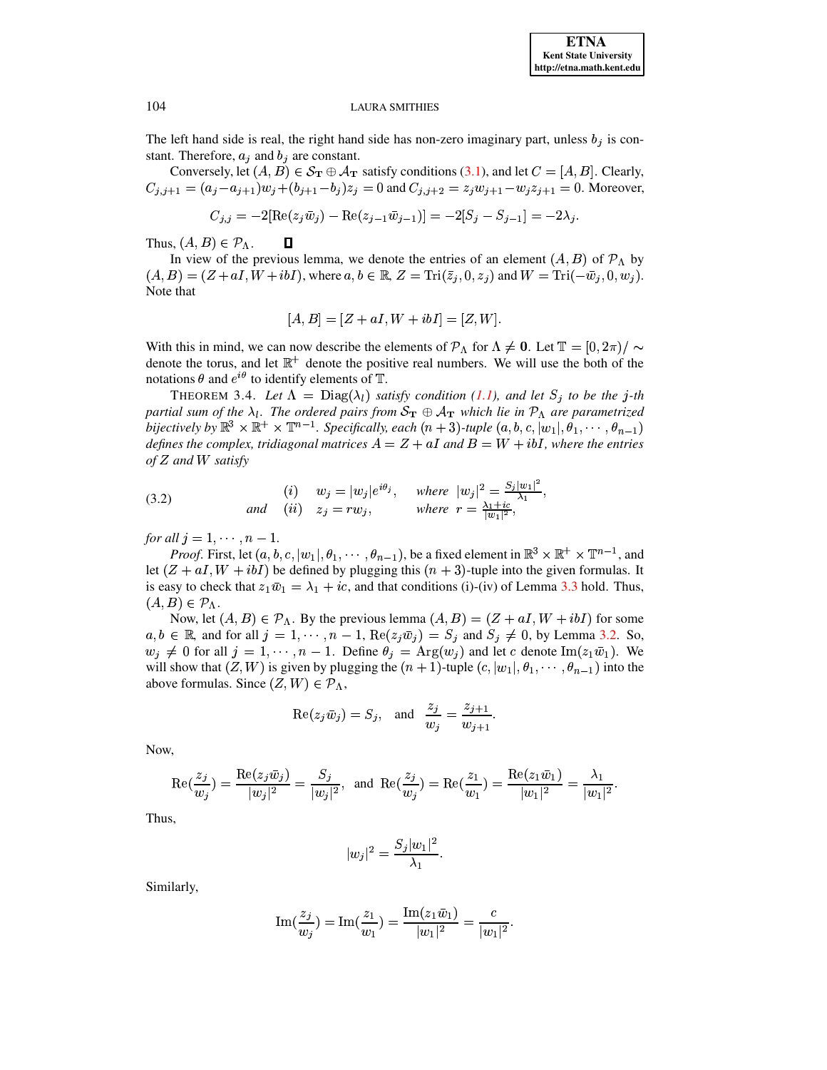The left hand side is real, the right hand side has non-zero imaginary part, unless $b_j$ is constant. Therefore, $a_j$ and $b_j$ are constant.

Conversely, let $(A, B) \in \mathcal{S}_{\mathbf{T}} \oplus \mathcal{A}_{\mathbf{T}}$ satisfy conditions (3.1), and let $C = [A, B]$. Clearly, $C_{j,j+1} = (a_j - a_{j+1})w_j + (b_{j+1} - b_j)z_j = 0$ and $C_{j,j+2} = z_j w_{j+1} - w_j z_{j+1} = 0$. Moreover,

$$C_{j,j} = -2[\mathrm{Re}(z_j \bar{w}_j) - \mathrm{Re}(z_{j-1}\bar{w}_{j-1})] = -2[S_j - S_{j-1}] = -2\lambda_j.$$

Thus, $(A, B) \in \mathcal{P}_\Lambda$. ∎

In view of the previous lemma, we denote the entries of an element $(A, B)$ of $\mathcal{P}_\Lambda$ by $(A, B) = (Z + aI, W + ibI)$, where $a, b \in \mathbb{R}$, $Z = \mathrm{Tri}(\bar{z}_j, 0, z_j)$ and $W = \mathrm{Tri}(-\bar{w}_j, 0, w_j)$. Note that

$$[A, B] = [Z + aI, W + ibI] = [Z, W].$$

With this in mind, we can now describe the elements of $\mathcal{P}_\Lambda$ for $\Lambda \neq \mathbf{0}$. Let $\mathbb{T} = [0, 2\pi)/\sim$ denote the torus, and let $\mathbb{R}^+$ denote the positive real numbers. We will use the both of the notations $\theta$ and $e^{i\theta}$ to identify elements of $\mathbb{T}$.

THEOREM 3.4. *Let $\Lambda = \mathrm{Diag}(\lambda_l)$ satisfy condition (1.1), and let $S_j$ to be the $j$-th partial sum of the $\lambda_l$. The ordered pairs from $\mathcal{S}_{\mathbf{T}} \oplus \mathcal{A}_{\mathbf{T}}$ which lie in $\mathcal{P}_\Lambda$ are parametrized bijectively by $\mathbb{R}^3 \times \mathbb{R}^+ \times \mathbb{T}^{n-1}$. Specifically, each $(n+3)$-tuple $(a, b, c, |w_1|, \theta_1, \cdots, \theta_{n-1})$ defines the complex, tridiagonal matrices $A = Z + aI$ and $B = W + ibI$, where the entries of $Z$ and $W$ satisfy*

$$\begin{array}{lll} & (i) \quad w_j = |w_j| e^{i\theta_j}, & \text{where } |w_j|^2 = \frac{S_j |w_1|^2}{\lambda_1}, \\ \text{and} & (ii) \quad z_j = r w_j, & \text{where } r = \frac{\lambda_1 + ic}{|w_1|^2}, \end{array} \tag{3.2}$$

*for all $j = 1, \cdots, n-1$.*

*Proof.* First, let $(a, b, c, |w_1|, \theta_1, \cdots, \theta_{n-1})$, be a fixed element in $\mathbb{R}^3 \times \mathbb{R}^+ \times \mathbb{T}^{n-1}$, and let $(Z + aI, W + ibI)$ be defined by plugging this $(n+3)$-tuple into the given formulas. It is easy to check that $z_1 \bar{w}_1 = \lambda_1 + ic$, and that conditions (i)-(iv) of Lemma 3.3 hold. Thus, $(A, B) \in \mathcal{P}_\Lambda$.

Now, let $(A, B) \in \mathcal{P}_\Lambda$. By the previous lemma $(A, B) = (Z + aI, W + ibI)$ for some $a, b \in \mathbb{R}$, and for all $j = 1, \cdots, n-1$, $\mathrm{Re}(z_j \bar{w}_j) = S_j$ and $S_j \neq 0$, by Lemma 3.2. So, $w_j \neq 0$ for all $j = 1, \cdots, n-1$. Define $\theta_j = \mathrm{Arg}(w_j)$ and let $c$ denote $\mathrm{Im}(z_1 \bar{w}_1)$. We will show that $(Z, W)$ is given by plugging the $(n+1)$-tuple $(c, |w_1|, \theta_1, \cdots, \theta_{n-1})$ into the above formulas. Since $(Z, W) \in \mathcal{P}_\Lambda$,

$$\mathrm{Re}(z_j \bar{w}_j) = S_j, \quad \text{and} \quad \frac{z_j}{w_j} = \frac{z_{j+1}}{w_{j+1}}.$$

Now,

$$\mathrm{Re}(\frac{z_j}{w_j}) = \frac{\mathrm{Re}(z_j \bar{w}_j)}{|w_j|^2} = \frac{S_j}{|w_j|^2}, \quad \text{and} \quad \mathrm{Re}(\frac{z_j}{w_j}) = \mathrm{Re}(\frac{z_1}{w_1}) = \frac{\mathrm{Re}(z_1 \bar{w}_1)}{|w_1|^2} = \frac{\lambda_1}{|w_1|^2}.$$

Thus,

$$|w_j|^2 = \frac{S_j |w_1|^2}{\lambda_1}.$$

Similarly,

$$\mathrm{Im}(\frac{z_j}{w_j}) = \mathrm{Im}(\frac{z_1}{w_1}) = \frac{\mathrm{Im}(z_1 \bar{w}_1)}{|w_1|^2} = \frac{c}{|w_1|^2}.$$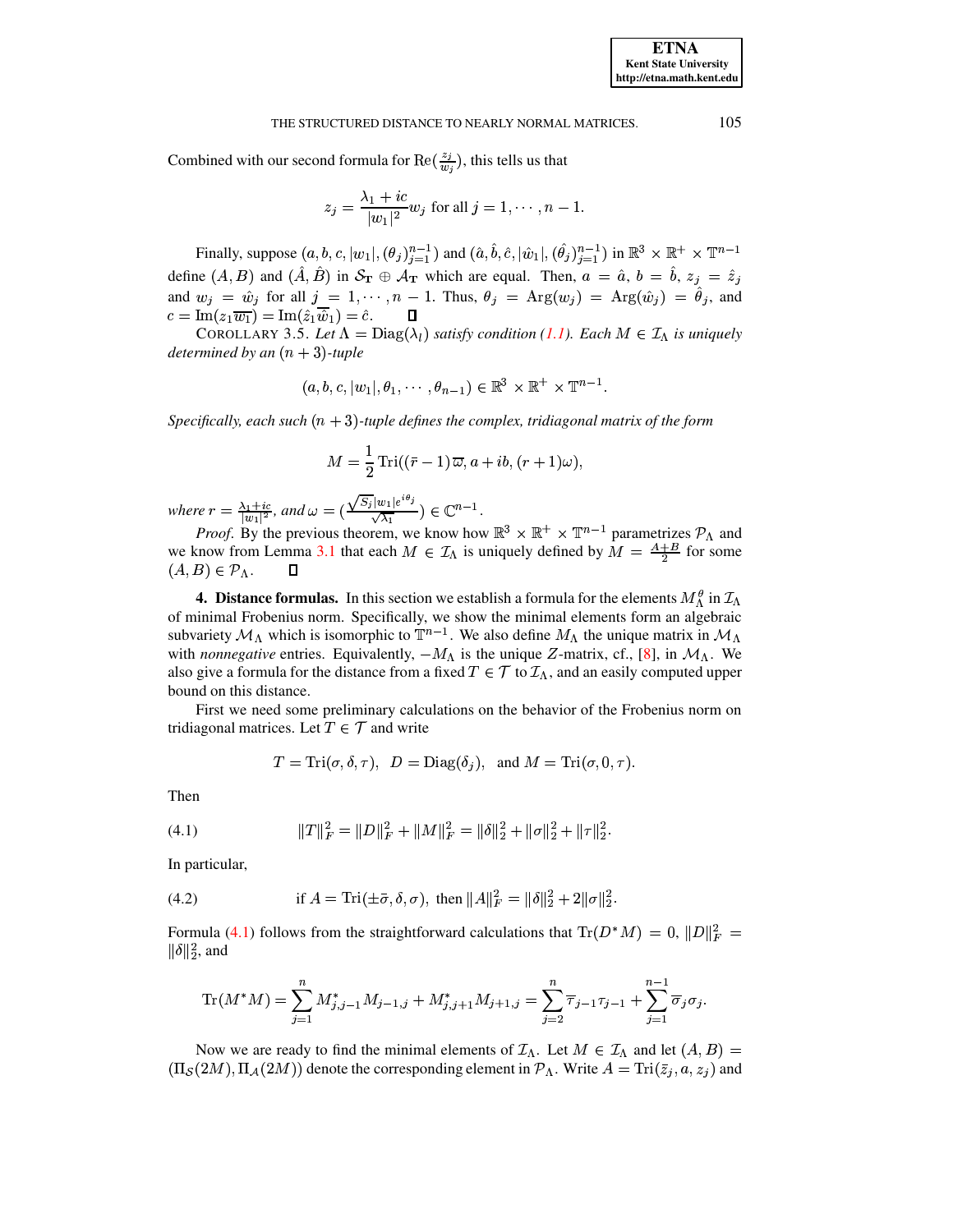Combined with our second formula for $\mathrm{Re}(\frac{z_j}{w_j})$, this tells us that

$$z_j = \frac{\lambda_1 + ic}{|w_1|^2} w_j \text{ for all } j = 1, \cdots, n-1.$$

Finally, suppose $(a, b, c, |w_1|, (\theta_j)_{j=1}^{n-1})$ and $(\hat{a}, \hat{b}, \hat{c}, |\hat{w}_1|, (\hat{\theta}_j)_{j=1}^{n-1})$ in $\mathbb{R}^3 \times \mathbb{R}^+ \times \mathbb{T}^{n-1}$ define $(A, B)$ and $(\hat{A}, \hat{B})$ in $\mathcal{S}_{\mathbf{T}} \oplus \mathcal{A}_{\mathbf{T}}$ which are equal. Then, $a = \hat{a}$, $b = \hat{b}$, $z_j = \hat{z}_j$ and $w_j = \hat{w}_j$ for all $j = 1, \cdots, n-1$. Thus, $\theta_j = \mathrm{Arg}(w_j) = \mathrm{Arg}(\hat{w}_j) = \hat{\theta}_j$, and $c = \mathrm{Im}(z_1 \overline{w_1}) = \mathrm{Im}(\hat{z}_1 \overline{\hat{w}}_1) = \hat{c}$. ∎

COROLLARY 3.5. *Let $\Lambda = \mathrm{Diag}(\lambda_l)$ satisfy condition (1.1). Each $M \in \mathcal{I}_\Lambda$ is uniquely determined by an $(n+3)$-tuple*

$$(a, b, c, |w_1|, \theta_1, \cdots, \theta_{n-1}) \in \mathbb{R}^3 \times \mathbb{R}^+ \times \mathbb{T}^{n-1}.$$

*Specifically, each such $(n+3)$-tuple defines the complex, tridiagonal matrix of the form*

$$M = \frac{1}{2} \mathrm{Tri}((\bar{r} - 1)\,\overline{\omega}, a + ib, (r+1)\omega),$$

*where $r = \frac{\lambda_1 + ic}{|w_1|^2}$, and $\omega = (\frac{\sqrt{S_j}|w_1|e^{i\theta_j}}{\sqrt{\lambda_1}}) \in \mathbb{C}^{n-1}$.*

*Proof*. By the previous theorem, we know how $\mathbb{R}^3 \times \mathbb{R}^+ \times \mathbb{T}^{n-1}$ parametrizes $\mathcal{P}_\Lambda$ and we know from Lemma 3.1 that each $M \in \mathcal{I}_\Lambda$ is uniquely defined by $M = \frac{A+B}{2}$ for some $(A, B) \in \mathcal{P}_\Lambda$. ∎

**4. Distance formulas.** In this section we establish a formula for the elements $M_\Lambda^\theta$ in $\mathcal{I}_\Lambda$ of minimal Frobenius norm. Specifically, we show the minimal elements form an algebraic subvariety $\mathcal{M}_\Lambda$ which is isomorphic to $\mathbb{T}^{n-1}$. We also define $M_\Lambda$ the unique matrix in $\mathcal{M}_\Lambda$ with *nonnegative* entries. Equivalently, $-M_\Lambda$ is the unique $Z$-matrix, cf., [8], in $\mathcal{M}_\Lambda$. We also give a formula for the distance from a fixed $T \in \mathcal{T}$ to $\mathcal{I}_\Lambda$, and an easily computed upper bound on this distance.

First we need some preliminary calculations on the behavior of the Frobenius norm on tridiagonal matrices. Let $T \in \mathcal{T}$ and write

$$T = \mathrm{Tri}(\sigma, \delta, \tau), \quad D = \mathrm{Diag}(\delta_j), \quad \text{and } M = \mathrm{Tri}(\sigma, 0, \tau).$$

Then

$$\|T\|_F^2 = \|D\|_F^2 + \|M\|_F^2 = \|\delta\|_2^2 + \|\sigma\|_2^2 + \|\tau\|_2^2. \tag{4.1}$$

In particular,

$$\text{if } A = \mathrm{Tri}(\pm\bar{\sigma}, \delta, \sigma), \text{ then } \|A\|_F^2 = \|\delta\|_2^2 + 2\|\sigma\|_2^2. \tag{4.2}$$

Formula (4.1) follows from the straightforward calculations that $\mathrm{Tr}(D^*M) = 0$, $\|D\|_F^2 = \|\delta\|_2^2$, and

$$\mathrm{Tr}(M^*M) = \sum_{j=1}^{n} M_{j,j-1}^* M_{j-1,j} + M_{j,j+1}^* M_{j+1,j} = \sum_{j=2}^{n} \overline{\tau}_{j-1}\tau_{j-1} + \sum_{j=1}^{n-1} \overline{\sigma}_j \sigma_j.$$

Now we are ready to find the minimal elements of $\mathcal{I}_\Lambda$. Let $M \in \mathcal{I}_\Lambda$ and let $(A, B) = (\Pi_{\mathcal{S}}(2M), \Pi_{\mathcal{A}}(2M))$ denote the corresponding element in $\mathcal{P}_\Lambda$. Write $A = \mathrm{Tri}(\bar{z}_j, a, z_j)$ and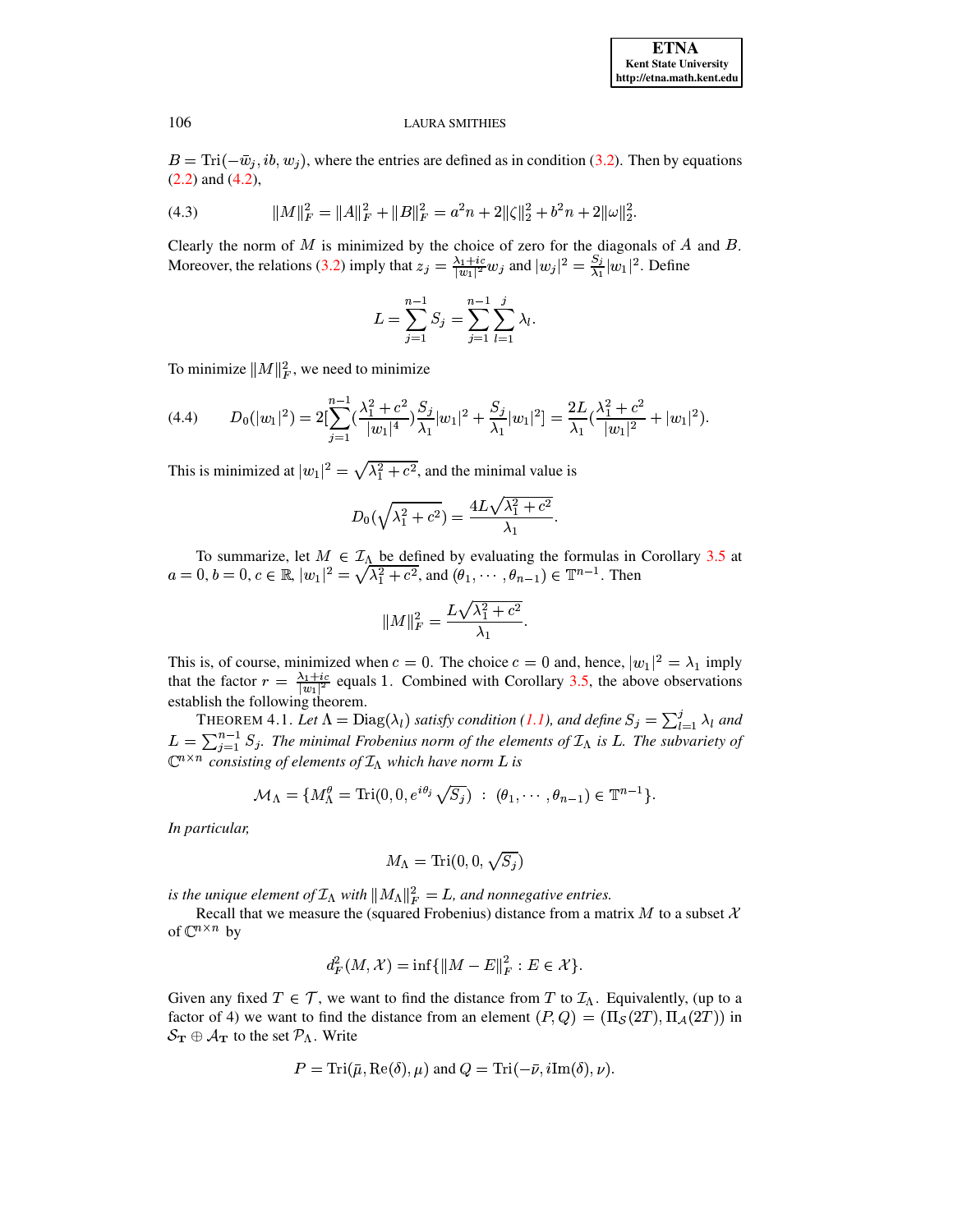$B = \text{Tri}(-\bar{w}_j, ib, w_j)$, where the entries are defined as in condition (3.2). Then by equations (2.2) and (4.2),

$$\|M\|_F^2 = \|A\|_F^2 + \|B\|_F^2 = a^2 n + 2\|\zeta\|_2^2 + b^2 n + 2\|\omega\|_2^2. \tag{4.3}$$

Clearly the norm of $M$ is minimized by the choice of zero for the diagonals of $A$ and $B$. Moreover, the relations (3.2) imply that $z_j = \frac{\lambda_1 + ic}{|w_1|^2} w_j$ and $|w_j|^2 = \frac{S_j}{\lambda_1}|w_1|^2$. Define

$$L = \sum_{j=1}^{n-1} S_j = \sum_{j=1}^{n-1} \sum_{l=1}^{j} \lambda_l.$$

To minimize $\|M\|_F^2$, we need to minimize

$$D_0(|w_1|^2) = 2\left[\sum_{j=1}^{n-1} \left(\frac{\lambda_1^2 + c^2}{|w_1|^4}\right) \frac{S_j}{\lambda_1} |w_1|^2 + \frac{S_j}{\lambda_1}|w_1|^2\right] = \frac{2L}{\lambda_1}\left(\frac{\lambda_1^2 + c^2}{|w_1|^2} + |w_1|^2\right). \tag{4.4}$$

This is minimized at $|w_1|^2 = \sqrt{\lambda_1^2 + c^2}$, and the minimal value is

$$D_0\left(\sqrt{\lambda_1^2 + c^2}\right) = \frac{4L\sqrt{\lambda_1^2 + c^2}}{\lambda_1}.$$

To summarize, let $M \in \mathcal{I}_\Lambda$ be defined by evaluating the formulas in Corollary 3.5 at $a = 0, b = 0, c \in \mathbb{R}$, $|w_1|^2 = \sqrt{\lambda_1^2 + c^2}$, and $(\theta_1, \cdots, \theta_{n-1}) \in \mathbb{T}^{n-1}$. Then

$$\|M\|_F^2 = \frac{L\sqrt{\lambda_1^2 + c^2}}{\lambda_1}.$$

This is, of course, minimized when $c = 0$. The choice $c = 0$ and, hence, $|w_1|^2 = \lambda_1$ imply that the factor $r = \frac{\lambda_1 + ic}{|w_1|^2}$ equals 1. Combined with Corollary 3.5, the above observations establish the following theorem.

THEOREM 4.1. *Let $\Lambda = \text{Diag}(\lambda_l)$ satisfy condition (1.1), and define $S_j = \sum_{l=1}^{j} \lambda_l$ and $L = \sum_{j=1}^{n-1} S_j$. The minimal Frobenius norm of the elements of $\mathcal{I}_\Lambda$ is $L$. The subvariety of $\mathbb{C}^{n \times n}$ consisting of elements of $\mathcal{I}_\Lambda$ which have norm $L$ is*

$$\mathcal{M}_\Lambda = \{M_\Lambda^\theta = \text{Tri}(0, 0, e^{i\theta_j}\sqrt{S_j}) \;:\; (\theta_1, \cdots, \theta_{n-1}) \in \mathbb{T}^{n-1}\}.$$

*In particular,*

$$M_\Lambda = \text{Tri}(0, 0, \sqrt{S_j})$$

*is the unique element of $\mathcal{I}_\Lambda$ with $\|M_\Lambda\|_F^2 = L$, and nonnegative entries.*

Recall that we measure the (squared Frobenius) distance from a matrix $M$ to a subset $\mathcal{X}$ of $\mathbb{C}^{n \times n}$ by

$$d_F^2(M, \mathcal{X}) = \inf\{\|M - E\|_F^2 : E \in \mathcal{X}\}.$$

Given any fixed $T \in \mathcal{T}$, we want to find the distance from $T$ to $\mathcal{I}_\Lambda$. Equivalently, (up to a factor of 4) we want to find the distance from an element $(P, Q) = (\Pi_{\mathcal{S}}(2T), \Pi_{\mathcal{A}}(2T))$ in $\mathcal{S}_{\mathbf{T}} \oplus \mathcal{A}_{\mathbf{T}}$ to the set $\mathcal{P}_\Lambda$. Write

$$P = \text{Tri}(\bar{\mu}, \text{Re}(\delta), \mu) \text{ and } Q = \text{Tri}(-\bar{\nu}, i\text{Im}(\delta), \nu).$$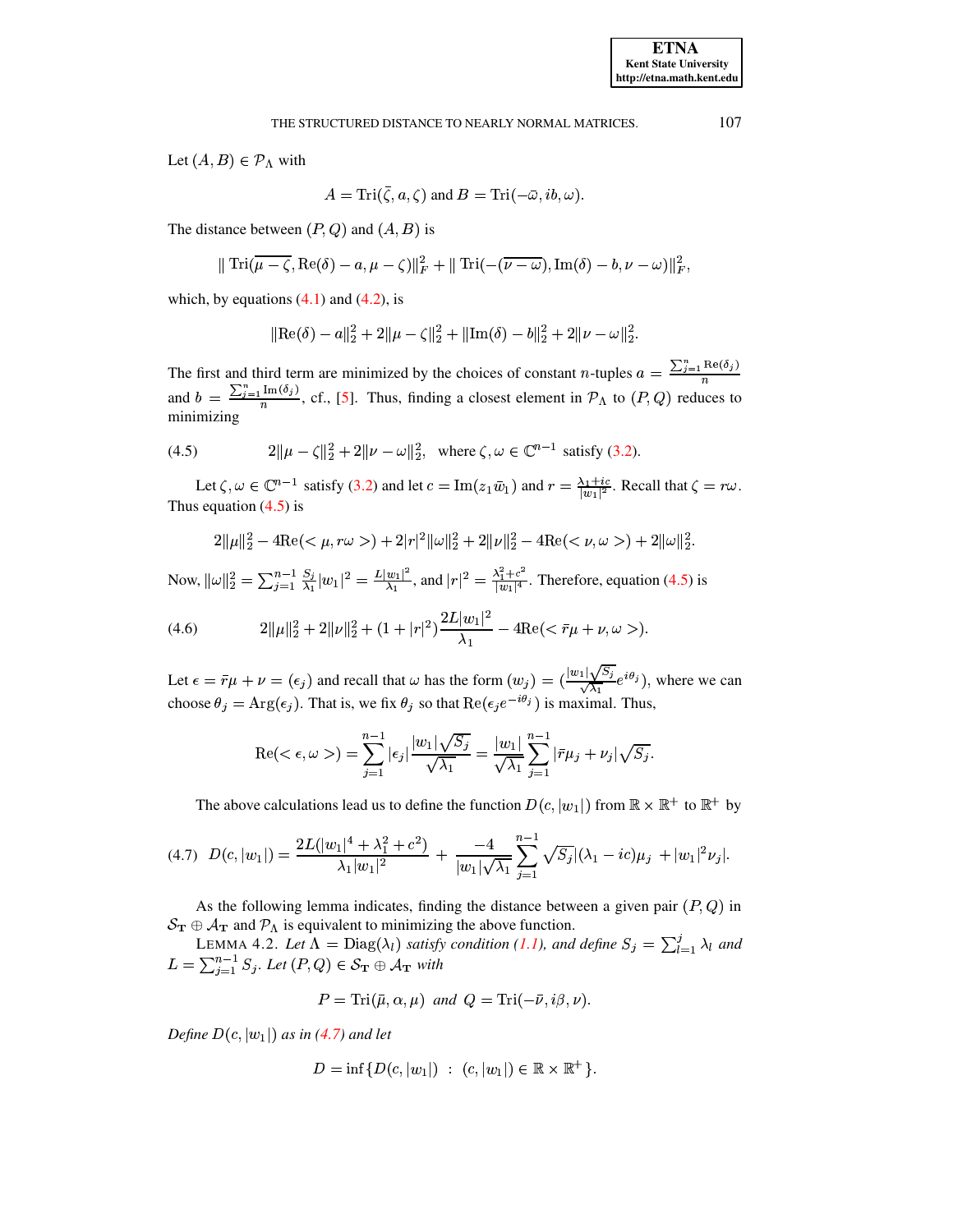Let $(A, B) \in \mathcal{P}_\Lambda$ with

$$A = \mathrm{Tri}(\bar{\zeta}, a, \zeta) \text{ and } B = \mathrm{Tri}(-\bar{\omega}, ib, \omega).$$

The distance between $(P, Q)$ and $(A, B)$ is

$$\| \,\mathrm{Tri}(\overline{\mu - \zeta}, \mathrm{Re}(\delta) - a, \mu - \zeta)\|_F^2 + \| \,\mathrm{Tri}(-(\overline{\nu - \omega}), \mathrm{Im}(\delta) - b, \nu - \omega)\|_F^2,$$

which, by equations (4.1) and (4.2), is

$$\|\mathrm{Re}(\delta) - a\|_2^2 + 2\|\mu - \zeta\|_2^2 + \|\mathrm{Im}(\delta) - b\|_2^2 + 2\|\nu - \omega\|_2^2.$$

The first and third term are minimized by the choices of constant $n$-tuples $a = \frac{\sum_{j=1}^n \mathrm{Re}(\delta_j)}{n}$ and $b = \frac{\sum_{j=1}^n \mathrm{Im}(\delta_j)}{n}$, cf., [5]. Thus, finding a closest element in $\mathcal{P}_\Lambda$ to $(P, Q)$ reduces to minimizing

$$2\|\mu - \zeta\|_2^2 + 2\|\nu - \omega\|_2^2, \quad \text{where } \zeta, \omega \in \mathbb{C}^{n-1} \text{ satisfy (3.2).} \tag{4.5}$$

Let $\zeta, \omega \in \mathbb{C}^{n-1}$ satisfy (3.2) and let $c = \mathrm{Im}(z_1 \bar{w}_1)$ and $r = \frac{\lambda_1 + ic}{|w_1|^2}$. Recall that $\zeta = r\omega$. Thus equation (4.5) is

$$2\|\mu\|_2^2 - 4\mathrm{Re}(<\mu, r\omega>) + 2|r|^2\|\omega\|_2^2 + 2\|\nu\|_2^2 - 4\mathrm{Re}(<\nu, \omega>) + 2\|\omega\|_2^2.$$

Now, $\|\omega\|_2^2 = \sum_{j=1}^{n-1} \frac{S_j}{\lambda_1}|w_1|^2 = \frac{L|w_1|^2}{\lambda_1}$, and $|r|^2 = \frac{\lambda_1^2 + c^2}{|w_1|^4}$. Therefore, equation (4.5) is

$$2\|\mu\|_2^2 + 2\|\nu\|_2^2 + (1 + |r|^2)\frac{2L|w_1|^2}{\lambda_1} - 4\mathrm{Re}(<\bar{r}\mu + \nu, \omega>). \tag{4.6}$$

Let $\epsilon = \bar{r}\mu + \nu = (\epsilon_j)$ and recall that $\omega$ has the form $(w_j) = (\frac{|w_1|\sqrt{S_j}}{\sqrt{\lambda_1}} e^{i\theta_j})$, where we can choose $\theta_j = \mathrm{Arg}(\epsilon_j)$. That is, we fix $\theta_j$ so that $\mathrm{Re}(\epsilon_j e^{-i\theta_j})$ is maximal. Thus,

$$\mathrm{Re}(<\epsilon, \omega>) = \sum_{j=1}^{n-1} |\epsilon_j| \frac{|w_1|\sqrt{S_j}}{\sqrt{\lambda_1}} = \frac{|w_1|}{\sqrt{\lambda_1}} \sum_{j=1}^{n-1} |\bar{r}\mu_j + \nu_j|\sqrt{S_j}.$$

The above calculations lead us to define the function $D(c, |w_1|)$ from $\mathbb{R} \times \mathbb{R}^+$ to $\mathbb{R}^+$ by

$$D(c, |w_1|) = \frac{2L(|w_1|^4 + \lambda_1^2 + c^2)}{\lambda_1 |w_1|^2} + \frac{-4}{|w_1|\sqrt{\lambda_1}} \sum_{j=1}^{n-1} \sqrt{S_j}|(\lambda_1 - ic)\mu_j + |w_1|^2 \nu_j|. \tag{4.7}$$

As the following lemma indicates, finding the distance between a given pair $(P, Q)$ in $\mathcal{S}_\mathbf{T} \oplus \mathcal{A}_\mathbf{T}$ and $\mathcal{P}_\Lambda$ is equivalent to minimizing the above function.

LEMMA 4.2. *Let $\Lambda = \mathrm{Diag}(\lambda_l)$ satisfy condition (1.1), and define $S_j = \sum_{l=1}^{j} \lambda_l$ and $L = \sum_{j=1}^{n-1} S_j$. Let $(P, Q) \in \mathcal{S}_\mathbf{T} \oplus \mathcal{A}_\mathbf{T}$ with*

$$P = \mathrm{Tri}(\bar{\mu}, \alpha, \mu) \text{ and } Q = \mathrm{Tri}(-\bar{\nu}, i\beta, \nu).$$

*Define $D(c, |w_1|)$ as in (4.7) and let*

$$D = \inf\{D(c, |w_1|) \ : \ (c, |w_1|) \in \mathbb{R} \times \mathbb{R}^+\}.$$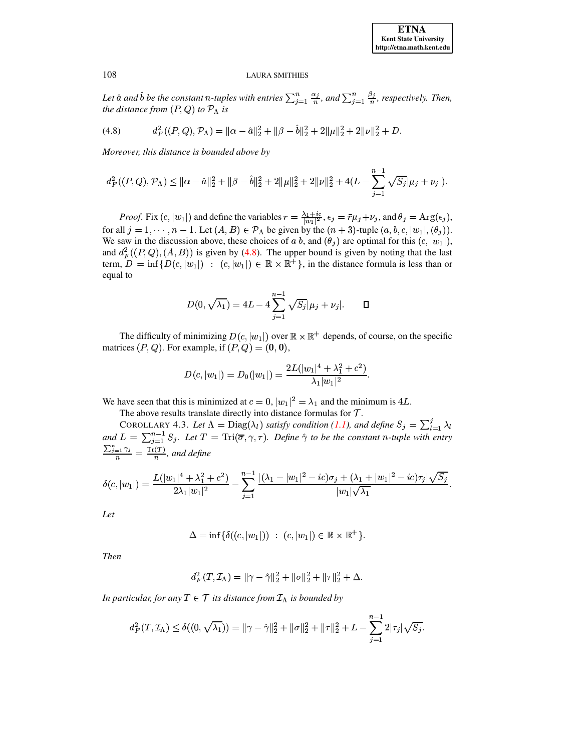*Let $\hat{a}$ and $\hat{b}$ be the constant $n$-tuples with entries $\sum_{j=1}^{n} \frac{\alpha_j}{n}$, and $\sum_{j=1}^{n} \frac{\beta_j}{n}$, respectively. Then, the distance from $(P,Q)$ to $\mathcal{P}_\Lambda$ is*

$$d_F^2((P,Q),\mathcal{P}_\Lambda) = \|\alpha - \hat{a}\|_2^2 + \|\beta - \hat{b}\|_2^2 + 2\|\mu\|_2^2 + 2\|\nu\|_2^2 + D. \tag{4.8}$$

*Moreover, this distance is bounded above by*

$$d_F^2((P,Q),\mathcal{P}_\Lambda) \leq \|\alpha - \hat{a}\|_2^2 + \|\beta - \hat{b}\|_2^2 + 2\|\mu\|_2^2 + 2\|\nu\|_2^2 + 4(L - \sum_{j=1}^{n-1} \sqrt{S_j}|\mu_j + \nu_j|).$$

*Proof.* Fix $(c, |w_1|)$ and define the variables $r = \frac{\lambda_1 + ic}{|w_1|^2}$, $\epsilon_j = \bar{r}\mu_j + \nu_j$, and $\theta_j = \operatorname{Arg}(\epsilon_j)$, for all $j = 1, \cdots, n-1$. Let $(A,B) \in \mathcal{P}_\Lambda$ be given by the $(n+3)$-tuple $(a, b, c, |w_1|, (\theta_j))$. We saw in the discussion above, these choices of $a$ $b$, and $(\theta_j)$ are optimal for this $(c, |w_1|)$, and $d_F^2((P,Q),(A,B))$ is given by (4.8). The upper bound is given by noting that the last term, $D = \inf\{D(c,|w_1|) \;:\; (c,|w_1|) \in \mathbb{R} \times \mathbb{R}^+\}$, in the distance formula is less than or equal to

$$D(0, \sqrt{\lambda_1}) = 4L - 4\sum_{j=1}^{n-1} \sqrt{S_j}|\mu_j + \nu_j|. \qquad \square$$

The difficulty of minimizing $D(c,|w_1|)$ over $\mathbb{R} \times \mathbb{R}^+$ depends, of course, on the specific matrices $(P,Q)$. For example, if $(P,Q) = (\mathbf{0},\mathbf{0})$,

$$D(c,|w_1|) = D_0(|w_1|) = \frac{2L(|w_1|^4 + \lambda_1^2 + c^2)}{\lambda_1 |w_1|^2}.$$

We have seen that this is minimized at $c = 0$, $|w_1|^2 = \lambda_1$ and the minimum is $4L$.

The above results translate directly into distance formulas for $\mathcal{T}$.

COROLLARY 4.3. *Let $\Lambda = \operatorname{Diag}(\lambda_l)$ satisfy condition (1.1), and define $S_j = \sum_{l=1}^{j} \lambda_l$ and $L = \sum_{j=1}^{n-1} S_j$. Let $T = \operatorname{Tri}(\overline{\sigma}, \gamma, \tau)$. Define $\hat{\gamma}$ to be the constant $n$-tuple with entry $\frac{\sum_{j=1}^{n}\gamma_j}{n} = \frac{\operatorname{Tr}(T)}{n}$, and define*

$$\delta(c,|w_1|) = \frac{L(|w_1|^4 + \lambda_1^2 + c^2)}{2\lambda_1|w_1|^2} - \sum_{j=1}^{n-1} \frac{|(\lambda_1 - |w_1|^2 - ic)\sigma_j + (\lambda_1 + |w_1|^2 - ic)\tau_j|\sqrt{S_j}}{|w_1|\sqrt{\lambda_1}}.$$

*Let*

$$\Delta = \inf\{\delta((c,|w_1|)) \;:\; (c,|w_1|) \in \mathbb{R} \times \mathbb{R}^+\}.$$

*Then*

$$d_F^2(T, \mathcal{I}_\Lambda) = \|\gamma - \hat{\gamma}\|_2^2 + \|\sigma\|_2^2 + \|\tau\|_2^2 + \Delta.$$

*In particular, for any $T \in \mathcal{T}$ its distance from $\mathcal{I}_\Lambda$ is bounded by*

$$d_F^2(T, \mathcal{I}_\Lambda) \leq \delta((0, \sqrt{\lambda_1})) = \|\gamma - \hat{\gamma}\|_2^2 + \|\sigma\|_2^2 + \|\tau\|_2^2 + L - \sum_{j=1}^{n-1} 2|\tau_j|\sqrt{S_j}.$$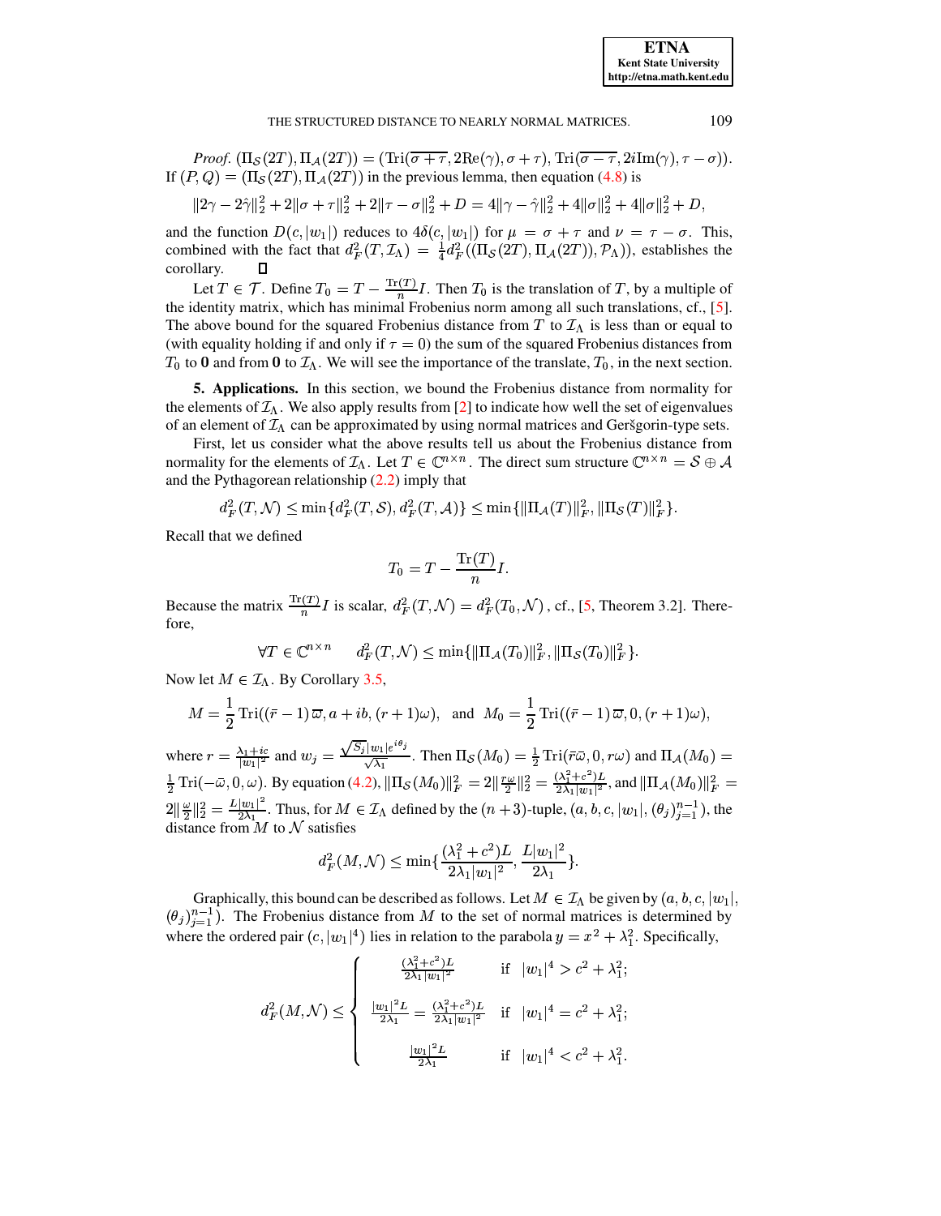*Proof.* $(\Pi_{\mathcal{S}}(2T), \Pi_{\mathcal{A}}(2T)) = (\mathrm{Tri}(\overline{\sigma+\tau}, 2\mathrm{Re}(\gamma), \sigma+\tau), \mathrm{Tri}(\overline{\sigma-\tau}, 2i\mathrm{Im}(\gamma), \tau-\sigma))$. If $(P, Q) = (\Pi_{\mathcal{S}}(2T), \Pi_{\mathcal{A}}(2T))$ in the previous lemma, then equation (4.8) is

$$\|2\gamma - 2\hat{\gamma}\|_2^2 + 2\|\sigma+\tau\|_2^2 + 2\|\tau-\sigma\|_2^2 + D = 4\|\gamma-\hat{\gamma}\|_2^2 + 4\|\sigma\|_2^2 + 4\|\sigma\|_2^2 + D,$$

and the function $D(c, |w_1|)$ reduces to $4\delta(c, |w_1|)$ for $\mu = \sigma + \tau$ and $\nu = \tau - \sigma$. This, combined with the fact that $d_F^2(T, \mathcal{I}_\Lambda) = \frac{1}{4} d_F^2((\Pi_{\mathcal{S}}(2T), \Pi_{\mathcal{A}}(2T)), \mathcal{P}_\Lambda)$, establishes the corollary. ◻

Let $T \in \mathcal{T}$. Define $T_0 = T - \frac{\mathrm{Tr}(T)}{n} I$. Then $T_0$ is the translation of $T$, by a multiple of the identity matrix, which has minimal Frobenius norm among all such translations, cf., [5]. The above bound for the squared Frobenius distance from $T$ to $\mathcal{I}_\Lambda$ is less than or equal to (with equality holding if and only if $\tau = 0$) the sum of the squared Frobenius distances from $T_0$ to $\mathbf{0}$ and from $\mathbf{0}$ to $\mathcal{I}_\Lambda$. We will see the importance of the translate, $T_0$, in the next section.

## 5. Applications.

In this section, we bound the Frobenius distance from normality for the elements of $\mathcal{I}_\Lambda$. We also apply results from [2] to indicate how well the set of eigenvalues of an element of $\mathcal{I}_\Lambda$ can be approximated by using normal matrices and Geršgorin-type sets.

First, let us consider what the above results tell us about the Frobenius distance from normality for the elements of $\mathcal{I}_\Lambda$. Let $T \in \mathbb{C}^{n\times n}$. The direct sum structure $\mathbb{C}^{n\times n} = \mathcal{S} \oplus \mathcal{A}$ and the Pythagorean relationship (2.2) imply that

$$d_F^2(T, \mathcal{N}) \leq \min\{d_F^2(T, \mathcal{S}), d_F^2(T, \mathcal{A})\} \leq \min\{\|\Pi_{\mathcal{A}}(T)\|_F^2, \|\Pi_{\mathcal{S}}(T)\|_F^2\}.$$

Recall that we defined

$$T_0 = T - \frac{\mathrm{Tr}(T)}{n} I.$$

Because the matrix $\frac{\mathrm{Tr}(T)}{n} I$ is scalar, $d_F^2(T, \mathcal{N}) = d_F^2(T_0, \mathcal{N})$ , cf., [5, Theorem 3.2]. Therefore,

$$\forall T \in \mathbb{C}^{n\times n} \qquad d_F^2(T, \mathcal{N}) \leq \min\{\|\Pi_{\mathcal{A}}(T_0)\|_F^2, \|\Pi_{\mathcal{S}}(T_0)\|_F^2\}.$$

Now let $M \in \mathcal{I}_\Lambda$. By Corollary 3.5,

$$M = \frac{1}{2}\mathrm{Tri}((\bar{r} - 1)\,\varpi, a + ib, (r+1)\omega), \quad \text{and} \quad M_0 = \frac{1}{2}\mathrm{Tri}((\bar{r} - 1)\,\varpi, 0, (r+1)\omega),$$

where $r = \frac{\lambda_1 + ic}{|w_1|^2}$ and $w_j = \frac{\sqrt{S_j}|w_1|e^{i\theta_j}}{\sqrt{\lambda_1}}$. Then $\Pi_{\mathcal{S}}(M_0) = \frac{1}{2}\mathrm{Tri}(\bar{r}\varpi, 0, r\omega)$ and $\Pi_{\mathcal{A}}(M_0) = \frac{1}{2}\mathrm{Tri}(-\varpi, 0, \omega)$. By equation (4.2), $\|\Pi_{\mathcal{S}}(M_0)\|_F^2 = 2\|\frac{r\omega}{2}\|_2^2 = \frac{(\lambda_1^2 + c^2)L}{2\lambda_1|w_1|^2}$, and $\|\Pi_{\mathcal{A}}(M_0)\|_F^2 = 2\|\frac{\omega}{2}\|_2^2 = \frac{L|w_1|^2}{2\lambda_1}$. Thus, for $M \in \mathcal{I}_\Lambda$ defined by the $(n+3)$-tuple, $(a, b, c, |w_1|, (\theta_j)_{j=1}^{n-1})$, the distance from $M$ to $\mathcal{N}$ satisfies

$$d_F^2(M, \mathcal{N}) \leq \min\{\frac{(\lambda_1^2 + c^2)L}{2\lambda_1|w_1|^2}, \frac{L|w_1|^2}{2\lambda_1}\}.$$

Graphically, this bound can be described as follows. Let $M \in \mathcal{I}_\Lambda$ be given by $(a, b, c, |w_1|, (\theta_j)_{j=1}^{n-1})$. The Frobenius distance from $M$ to the set of normal matrices is determined by where the ordered pair $(c, |w_1|^4)$ lies in relation to the parabola $y = x^2 + \lambda_1^2$. Specifically,

$$d_F^2(M, \mathcal{N}) \leq \begin{cases} \frac{(\lambda_1^2 + c^2)L}{2\lambda_1|w_1|^2} & \text{if} \quad |w_1|^4 > c^2 + \lambda_1^2; \\[2ex] \frac{|w_1|^2 L}{2\lambda_1} = \frac{(\lambda_1^2 + c^2)L}{2\lambda_1|w_1|^2} & \text{if} \quad |w_1|^4 = c^2 + \lambda_1^2; \\[2ex] \frac{|w_1|^2 L}{2\lambda_1} & \text{if} \quad |w_1|^4 < c^2 + \lambda_1^2. \end{cases}$$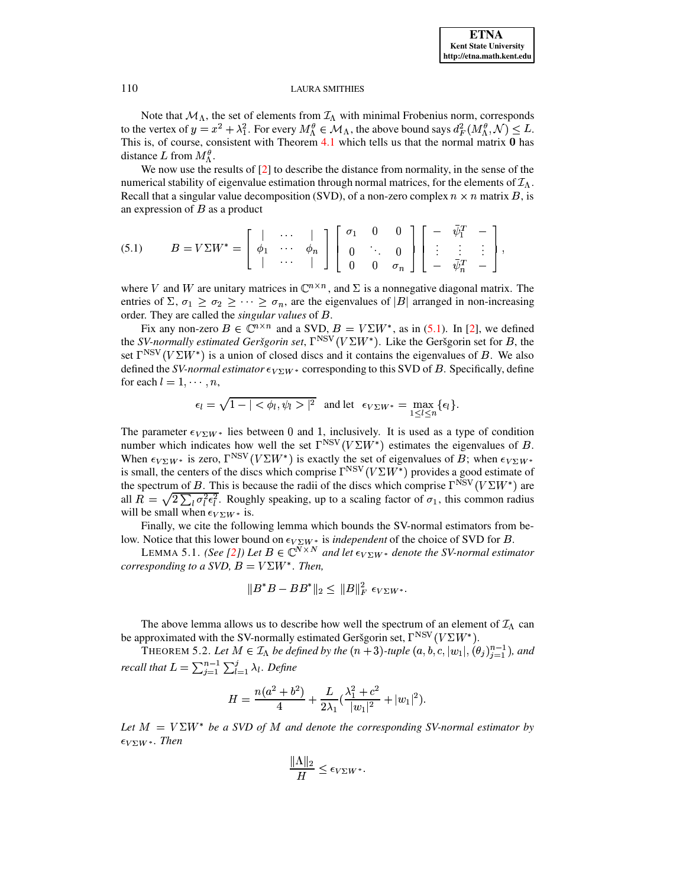Note that $\mathcal{M}_\Lambda$, the set of elements from $\mathcal{I}_\Lambda$ with minimal Frobenius norm, corresponds to the vertex of $y = x^2 + \lambda_1^2$. For every $M_\Lambda^\theta \in \mathcal{M}_\Lambda$, the above bound says $d_F^2(M_\Lambda^\theta, \mathcal{N}) \leq L$. This is, of course, consistent with Theorem 4.1 which tells us that the normal matrix $\mathbf{0}$ has distance $L$ from $M_\Lambda^\theta$.

We now use the results of [2] to describe the distance from normality, in the sense of the numerical stability of eigenvalue estimation through normal matrices, for the elements of $\mathcal{I}_\Lambda$. Recall that a singular value decomposition (SVD), of a non-zero complex $n \times n$ matrix $B$, is an expression of $B$ as a product

$$
(5.1) \qquad B = V\Sigma W^* = \begin{bmatrix} | & \cdots & | \\ \phi_1 & \cdots & \phi_n \\ | & \cdots & | \end{bmatrix} \begin{bmatrix} \sigma_1 & 0 & 0 \\ 0 & \ddots & 0 \\ 0 & 0 & \sigma_n \end{bmatrix} \begin{bmatrix} - & \bar{\psi}_1^T & - \\ \vdots & \vdots & \vdots \\ - & \bar{\psi}_n^T & - \end{bmatrix},
$$

where $V$ and $W$ are unitary matrices in $\mathbb{C}^{n\times n}$, and $\Sigma$ is a nonnegative diagonal matrix. The entries of $\Sigma$, $\sigma_1 \geq \sigma_2 \geq \cdots \geq \sigma_n$, are the eigenvalues of $|B|$ arranged in non-increasing order. They are called the *singular values* of $B$.

Fix any non-zero $B \in \mathbb{C}^{n\times n}$ and a SVD, $B = V\Sigma W^*$, as in (5.1). In [2], we defined the *SV-normally estimated Geršgorin set*, $\Gamma^{\text{NSV}}(V\Sigma W^*)$. Like the Geršgorin set for $B$, the set $\Gamma^{\text{NSV}}(V\Sigma W^*)$ is a union of closed discs and it contains the eigenvalues of $B$. We also defined the *SV-normal estimator* $\epsilon_{V\Sigma W^*}$ corresponding to this SVD of $B$. Specifically, define for each $l = 1, \cdots, n$,

$$
\epsilon_l = \sqrt{1 - |<\phi_l, \psi_l>|^2} \quad \text{and let} \quad \epsilon_{V\Sigma W^*} = \max_{1\leq l\leq n}\{\epsilon_l\}.
$$

The parameter $\epsilon_{V\Sigma W^*}$ lies between 0 and 1, inclusively. It is used as a type of condition number which indicates how well the set $\Gamma^{\text{NSV}}(V\Sigma W^*)$ estimates the eigenvalues of $B$. When $\epsilon_{V\Sigma W^*}$ is zero, $\Gamma^{\text{NSV}}(V\Sigma W^*)$ is exactly the set of eigenvalues of $B$; when $\epsilon_{V\Sigma W^*}$ is small, the centers of the discs which comprise $\Gamma^{\text{NSV}}(V\Sigma W^*)$ provides a good estimate of the spectrum of $B$. This is because the radii of the discs which comprise $\Gamma^{\text{NSV}}(V\Sigma W^*)$ are all $R = \sqrt{2\sum_l \sigma_l^2 \epsilon_l^2}$. Roughly speaking, up to a scaling factor of $\sigma_1$, this common radius will be small when $\epsilon_{V\Sigma W^*}$ is.

Finally, we cite the following lemma which bounds the SV-normal estimators from below. Notice that this lower bound on $\epsilon_{V\Sigma W^*}$ is *independent* of the choice of SVD for $B$.

LEMMA 5.1. *(See [2]) Let $B \in \mathbb{C}^{N\times N}$ and let $\epsilon_{V\Sigma W^*}$ denote the SV-normal estimator corresponding to a SVD, $B = V\Sigma W^*$. Then,*

$$
\|B^*B - BB^*\|_2 \leq \|B\|_F^2 \; \epsilon_{V\Sigma W^*}.
$$

The above lemma allows us to describe how well the spectrum of an element of $\mathcal{I}_\Lambda$ can be approximated with the SV-normally estimated Geršgorin set, $\Gamma^{\text{NSV}}(V\Sigma W^*)$.

THEOREM 5.2. *Let $M \in \mathcal{I}_\Lambda$ be defined by the $(n+3)$-tuple $(a, b, c, |w_1|, (\theta_j)_{j=1}^{n-1})$, and recall that $L = \sum_{j=1}^{n-1}\sum_{l=1}^{j}\lambda_l$. Define*

$$
H = \frac{n(a^2+b^2)}{4} + \frac{L}{2\lambda_1}\left(\frac{\lambda_1^2 + c^2}{|w_1|^2} + |w_1|^2\right).
$$

*Let $M = V\Sigma W^*$ be a SVD of $M$ and denote the corresponding SV-normal estimator by $\epsilon_{V\Sigma W^*}$. Then*

$$
\frac{\|\Lambda\|_2}{H} \leq \epsilon_{V\Sigma W^*}.
$$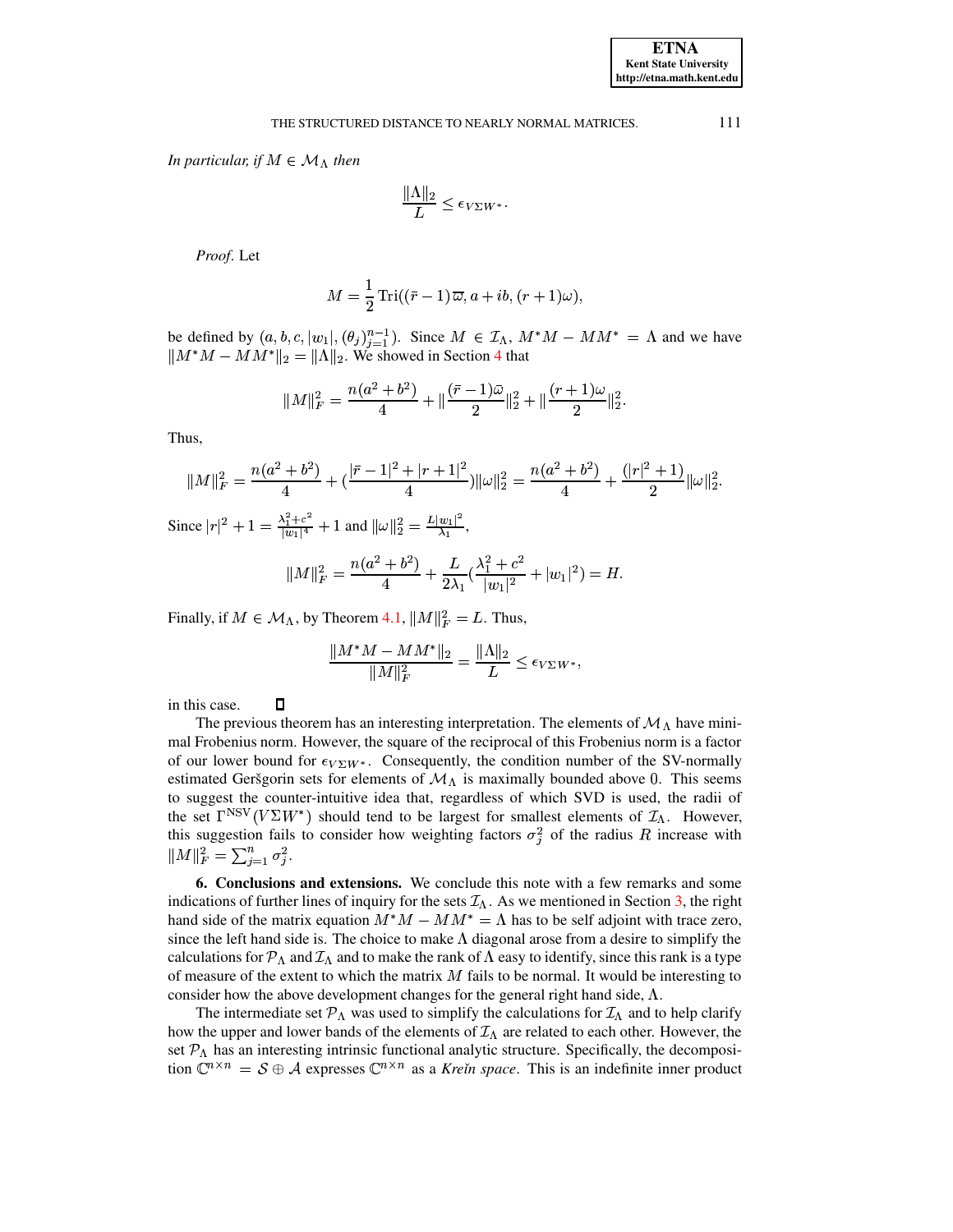*In particular, if $M \in \mathcal{M}_\Lambda$ then*

$$\frac{\|\Lambda\|_2}{L} \leq \epsilon_{V\Sigma W^*}.$$

*Proof.* Let

$$M = \frac{1}{2}\,\mathrm{Tri}((\bar{r}-1)\,\overline{\omega}, a+ib, (r+1)\omega),$$

be defined by $(a, b, c, |w_1|, (\theta_j)_{j=1}^{n-1})$. Since $M \in \mathcal{I}_\Lambda$, $M^*M - MM^* = \Lambda$ and we have $\|M^*M - MM^*\|_2 = \|\Lambda\|_2$. We showed in Section 4 that

$$\|M\|_F^2 = \frac{n(a^2+b^2)}{4} + \|\frac{(\bar{r}-1)\bar{\omega}}{2}\|_2^2 + \|\frac{(r+1)\omega}{2}\|_2^2.$$

Thus,

$$\|M\|_F^2 = \frac{n(a^2+b^2)}{4} + (\frac{|\bar{r}-1|^2 + |r+1|^2}{4})\|\omega\|_2^2 = \frac{n(a^2+b^2)}{4} + \frac{(|r|^2+1)}{2}\|\omega\|_2^2.$$

Since $|r|^2 + 1 = \frac{\lambda_1^2 + c^2}{|w_1|^4} + 1$ and $\|\omega\|_2^2 = \frac{L|w_1|^2}{\lambda_1}$,

$$\|M\|_F^2 = \frac{n(a^2+b^2)}{4} + \frac{L}{2\lambda_1}(\frac{\lambda_1^2 + c^2}{|w_1|^2} + |w_1|^2) = H.$$

Finally, if $M \in \mathcal{M}_\Lambda$, by Theorem 4.1, $\|M\|_F^2 = L$. Thus,

$$\frac{\|M^*M - MM^*\|_2}{\|M\|_F^2} = \frac{\|\Lambda\|_2}{L} \leq \epsilon_{V\Sigma W^*},$$

in this case. □

The previous theorem has an interesting interpretation. The elements of $\mathcal{M}_\Lambda$ have minimal Frobenius norm. However, the square of the reciprocal of this Frobenius norm is a factor of our lower bound for $\epsilon_{V\Sigma W^*}$. Consequently, the condition number of the SV-normally estimated Geršgorin sets for elements of $\mathcal{M}_\Lambda$ is maximally bounded above 0. This seems to suggest the counter-intuitive idea that, regardless of which SVD is used, the radii of the set $\Gamma^{\mathrm{NSV}}(V\Sigma W^*)$ should tend to be largest for smallest elements of $\mathcal{I}_\Lambda$. However, this suggestion fails to consider how weighting factors $\sigma_j^2$ of the radius $R$ increase with $\|M\|_F^2 = \sum_{j=1}^n \sigma_j^2$.

**6. Conclusions and extensions.** We conclude this note with a few remarks and some indications of further lines of inquiry for the sets $\mathcal{I}_\Lambda$. As we mentioned in Section 3, the right hand side of the matrix equation $M^*M - MM^* = \Lambda$ has to be self adjoint with trace zero, since the left hand side is. The choice to make $\Lambda$ diagonal arose from a desire to simplify the calculations for $\mathcal{P}_\Lambda$ and $\mathcal{I}_\Lambda$ and to make the rank of $\Lambda$ easy to identify, since this rank is a type of measure of the extent to which the matrix $M$ fails to be normal. It would be interesting to consider how the above development changes for the general right hand side, $\Lambda$.

The intermediate set $\mathcal{P}_\Lambda$ was used to simplify the calculations for $\mathcal{I}_\Lambda$ and to help clarify how the upper and lower bands of the elements of $\mathcal{I}_\Lambda$ are related to each other. However, the set $\mathcal{P}_\Lambda$ has an interesting intrinsic functional analytic structure. Specifically, the decomposition $\mathbb{C}^{n\times n} = \mathcal{S} \oplus \mathcal{A}$ expresses $\mathbb{C}^{n\times n}$ as a *Kreĭn space*. This is an indefinite inner product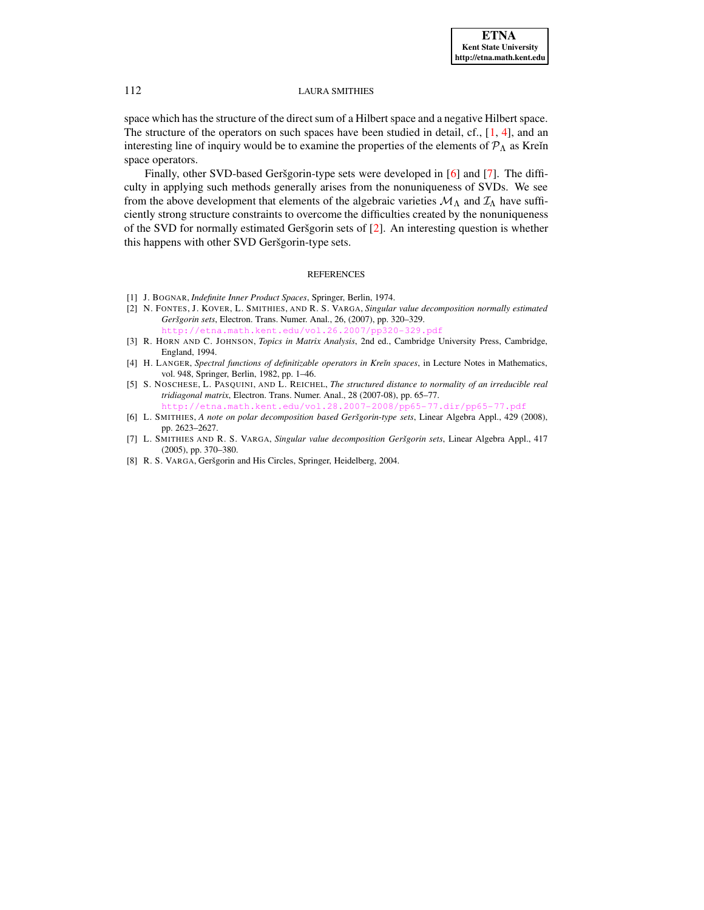space which has the structure of the direct sum of a Hilbert space and a negative Hilbert space. The structure of the operators on such spaces have been studied in detail, cf., [1, 4], and an interesting line of inquiry would be to examine the properties of the elements of $\mathcal{P}_\Lambda$ as Kreĭn space operators.

Finally, other SVD-based Geršgorin-type sets were developed in [6] and [7]. The difficulty in applying such methods generally arises from the nonuniqueness of SVDs. We see from the above development that elements of the algebraic varieties $\mathcal{M}_\Lambda$ and $\mathcal{I}_\Lambda$ have sufficiently strong structure constraints to overcome the difficulties created by the nonuniqueness of the SVD for normally estimated Geršgorin sets of [2]. An interesting question is whether this happens with other SVD Geršgorin-type sets.

## REFERENCES

[1] J. Bognar, *Indefinite Inner Product Spaces*, Springer, Berlin, 1974.

[2] N. Fontes, J. Kover, L. Smithies, and R. S. Varga, *Singular value decomposition normally estimated Geršgorin sets*, Electron. Trans. Numer. Anal., 26, (2007), pp. 320–329.
http://etna.math.kent.edu/vol.26.2007/pp320-329.pdf

[3] R. Horn and C. Johnson, *Topics in Matrix Analysis*, 2nd ed., Cambridge University Press, Cambridge, England, 1994.

[4] H. Langer, *Spectral functions of definitizable operators in Kreĭn spaces*, in Lecture Notes in Mathematics, vol. 948, Springer, Berlin, 1982, pp. 1–46.

[5] S. Noschese, L. Pasquini, and L. Reichel, *The structured distance to normality of an irreducible real tridiagonal matrix*, Electron. Trans. Numer. Anal., 28 (2007-08), pp. 65–77.
http://etna.math.kent.edu/vol.28.2007-2008/pp65-77.dir/pp65-77.pdf

[6] L. Smithies, *A note on polar decomposition based Geršgorin-type sets*, Linear Algebra Appl., 429 (2008), pp. 2623–2627.

[7] L. Smithies and R. S. Varga, *Singular value decomposition Geršgorin sets*, Linear Algebra Appl., 417 (2005), pp. 370–380.

[8] R. S. Varga, Geršgorin and His Circles, Springer, Heidelberg, 2004.